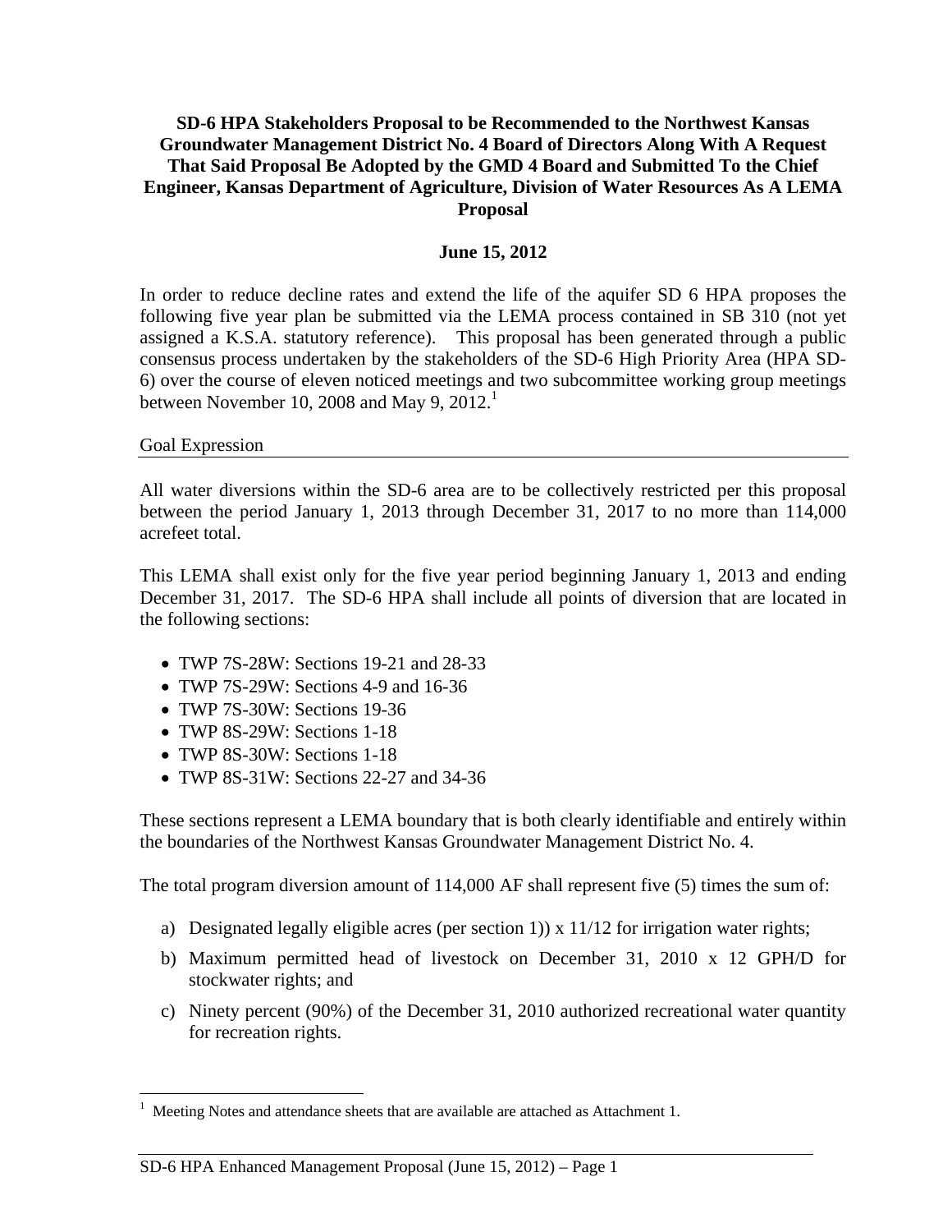**SD-6 HPA Stakeholders Proposal to be Recommended to the Northwest Kansas Groundwater Management District No. 4 Board of Directors Along With A Request That Said Proposal Be Adopted by the GMD 4 Board and Submitted To the Chief Engineer, Kansas Department of Agriculture, Division of Water Resources As A LEMA Proposal**

**June 15, 2012**

In order to reduce decline rates and extend the life of the aquifer SD 6 HPA proposes the following five year plan be submitted via the LEMA process contained in SB 310 (not yet assigned a K.S.A. statutory reference). This proposal has been generated through a public consensus process undertaken by the stakeholders of the SD-6 High Priority Area (HPA SD-6) over the course of eleven noticed meetings and two subcommittee working group meetings between November 10, 2008 and May 9, 2012.[1]

Goal Expression

All water diversions within the SD-6 area are to be collectively restricted per this proposal between the period January 1, 2013 through December 31, 2017 to no more than 114,000 acrefeet total.

This LEMA shall exist only for the five year period beginning January 1, 2013 and ending December 31, 2017. The SD-6 HPA shall include all points of diversion that are located in the following sections:

- TWP 7S-28W: Sections 19-21 and 28-33
- TWP 7S-29W: Sections 4-9 and 16-36
- TWP 7S-30W: Sections 19-36
- TWP 8S-29W: Sections 1-18
- TWP 8S-30W: Sections 1-18
- TWP 8S-31W: Sections 22-27 and 34-36

These sections represent a LEMA boundary that is both clearly identifiable and entirely within the boundaries of the Northwest Kansas Groundwater Management District No. 4.

The total program diversion amount of 114,000 AF shall represent five (5) times the sum of:

a) Designated legally eligible acres (per section 1)) x 11/12 for irrigation water rights;

b) Maximum permitted head of livestock on December 31, 2010 x 12 GPH/D for stockwater rights; and

c) Ninety percent (90%) of the December 31, 2010 authorized recreational water quantity for recreation rights.

[1] Meeting Notes and attendance sheets that are available are attached as Attachment 1.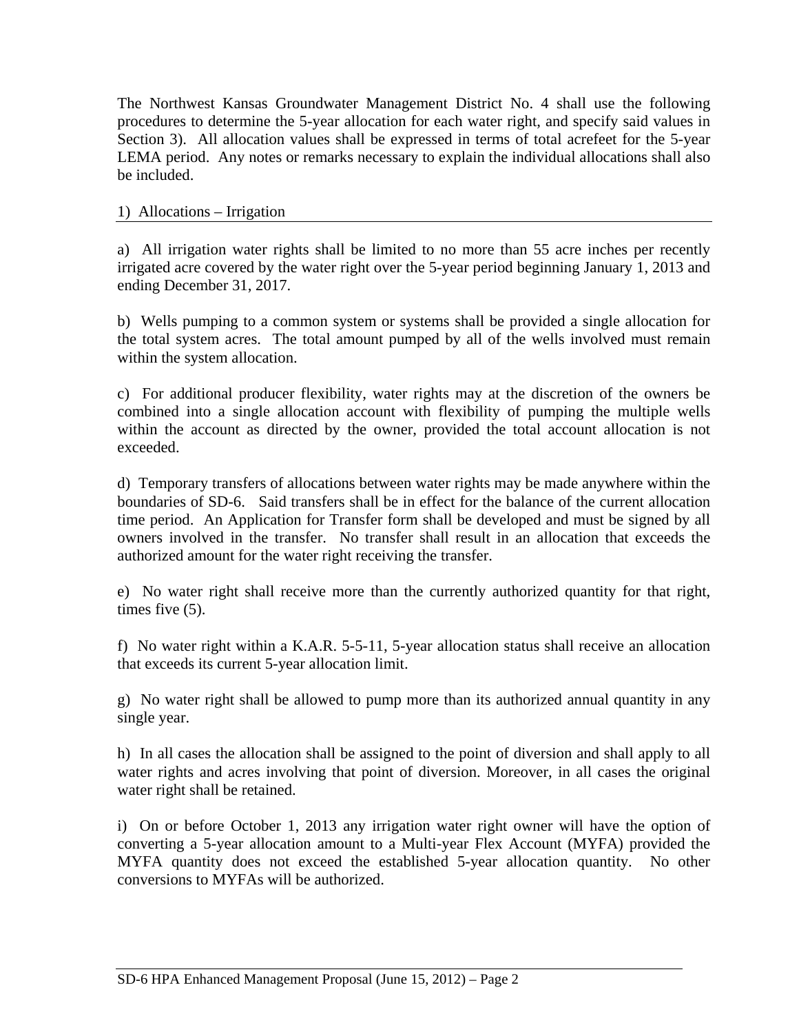The Northwest Kansas Groundwater Management District No. 4 shall use the following procedures to determine the 5-year allocation for each water right, and specify said values in Section 3). All allocation values shall be expressed in terms of total acrefeet for the 5-year LEMA period. Any notes or remarks necessary to explain the individual allocations shall also be included.

## 1) Allocations – Irrigation

a) All irrigation water rights shall be limited to no more than 55 acre inches per recently irrigated acre covered by the water right over the 5-year period beginning January 1, 2013 and ending December 31, 2017.

b) Wells pumping to a common system or systems shall be provided a single allocation for the total system acres. The total amount pumped by all of the wells involved must remain within the system allocation.

c) For additional producer flexibility, water rights may at the discretion of the owners be combined into a single allocation account with flexibility of pumping the multiple wells within the account as directed by the owner, provided the total account allocation is not exceeded.

d) Temporary transfers of allocations between water rights may be made anywhere within the boundaries of SD-6. Said transfers shall be in effect for the balance of the current allocation time period. An Application for Transfer form shall be developed and must be signed by all owners involved in the transfer. No transfer shall result in an allocation that exceeds the authorized amount for the water right receiving the transfer.

e) No water right shall receive more than the currently authorized quantity for that right, times five (5).

f) No water right within a K.A.R. 5-5-11, 5-year allocation status shall receive an allocation that exceeds its current 5-year allocation limit.

g) No water right shall be allowed to pump more than its authorized annual quantity in any single year.

h) In all cases the allocation shall be assigned to the point of diversion and shall apply to all water rights and acres involving that point of diversion. Moreover, in all cases the original water right shall be retained.

i) On or before October 1, 2013 any irrigation water right owner will have the option of converting a 5-year allocation amount to a Multi-year Flex Account (MYFA) provided the MYFA quantity does not exceed the established 5-year allocation quantity. No other conversions to MYFAs will be authorized.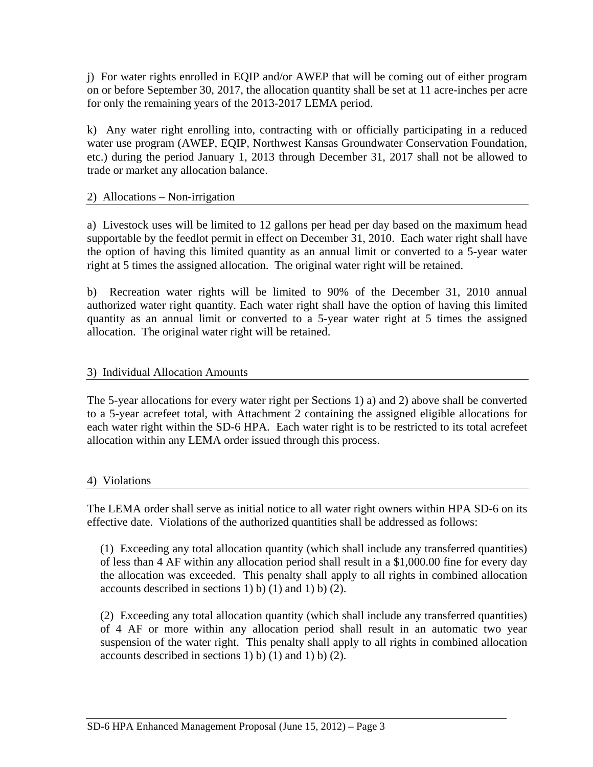j) For water rights enrolled in EQIP and/or AWEP that will be coming out of either program on or before September 30, 2017, the allocation quantity shall be set at 11 acre-inches per acre for only the remaining years of the 2013-2017 LEMA period.

k) Any water right enrolling into, contracting with or officially participating in a reduced water use program (AWEP, EQIP, Northwest Kansas Groundwater Conservation Foundation, etc.) during the period January 1, 2013 through December 31, 2017 shall not be allowed to trade or market any allocation balance.

## 2) Allocations – Non-irrigation

a) Livestock uses will be limited to 12 gallons per head per day based on the maximum head supportable by the feedlot permit in effect on December 31, 2010. Each water right shall have the option of having this limited quantity as an annual limit or converted to a 5-year water right at 5 times the assigned allocation. The original water right will be retained.

b) Recreation water rights will be limited to 90% of the December 31, 2010 annual authorized water right quantity. Each water right shall have the option of having this limited quantity as an annual limit or converted to a 5-year water right at 5 times the assigned allocation. The original water right will be retained.

## 3) Individual Allocation Amounts

The 5-year allocations for every water right per Sections 1) a) and 2) above shall be converted to a 5-year acrefeet total, with Attachment 2 containing the assigned eligible allocations for each water right within the SD-6 HPA. Each water right is to be restricted to its total acrefeet allocation within any LEMA order issued through this process.

## 4) Violations

The LEMA order shall serve as initial notice to all water right owners within HPA SD-6 on its effective date. Violations of the authorized quantities shall be addressed as follows:

(1) Exceeding any total allocation quantity (which shall include any transferred quantities) of less than 4 AF within any allocation period shall result in a $1,000.00 fine for every day the allocation was exceeded. This penalty shall apply to all rights in combined allocation accounts described in sections 1) b) (1) and 1) b) (2).

(2) Exceeding any total allocation quantity (which shall include any transferred quantities) of 4 AF or more within any allocation period shall result in an automatic two year suspension of the water right. This penalty shall apply to all rights in combined allocation accounts described in sections 1) b) (1) and 1) b) (2).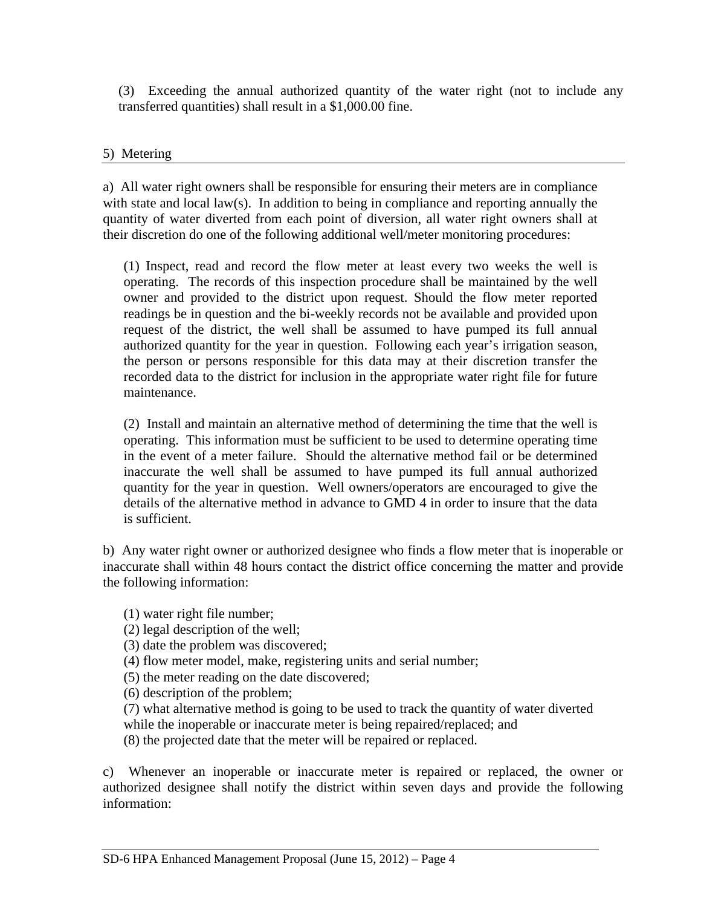(3) Exceeding the annual authorized quantity of the water right (not to include any transferred quantities) shall result in a $1,000.00 fine.

5) Metering

a) All water right owners shall be responsible for ensuring their meters are in compliance with state and local law(s). In addition to being in compliance and reporting annually the quantity of water diverted from each point of diversion, all water right owners shall at their discretion do one of the following additional well/meter monitoring procedures:

(1) Inspect, read and record the flow meter at least every two weeks the well is operating. The records of this inspection procedure shall be maintained by the well owner and provided to the district upon request. Should the flow meter reported readings be in question and the bi-weekly records not be available and provided upon request of the district, the well shall be assumed to have pumped its full annual authorized quantity for the year in question. Following each year's irrigation season, the person or persons responsible for this data may at their discretion transfer the recorded data to the district for inclusion in the appropriate water right file for future maintenance.

(2) Install and maintain an alternative method of determining the time that the well is operating. This information must be sufficient to be used to determine operating time in the event of a meter failure. Should the alternative method fail or be determined inaccurate the well shall be assumed to have pumped its full annual authorized quantity for the year in question. Well owners/operators are encouraged to give the details of the alternative method in advance to GMD 4 in order to insure that the data is sufficient.

b) Any water right owner or authorized designee who finds a flow meter that is inoperable or inaccurate shall within 48 hours contact the district office concerning the matter and provide the following information:

(1) water right file number;
(2) legal description of the well;
(3) date the problem was discovered;
(4) flow meter model, make, registering units and serial number;
(5) the meter reading on the date discovered;
(6) description of the problem;
(7) what alternative method is going to be used to track the quantity of water diverted while the inoperable or inaccurate meter is being repaired/replaced; and
(8) the projected date that the meter will be repaired or replaced.

c) Whenever an inoperable or inaccurate meter is repaired or replaced, the owner or authorized designee shall notify the district within seven days and provide the following information: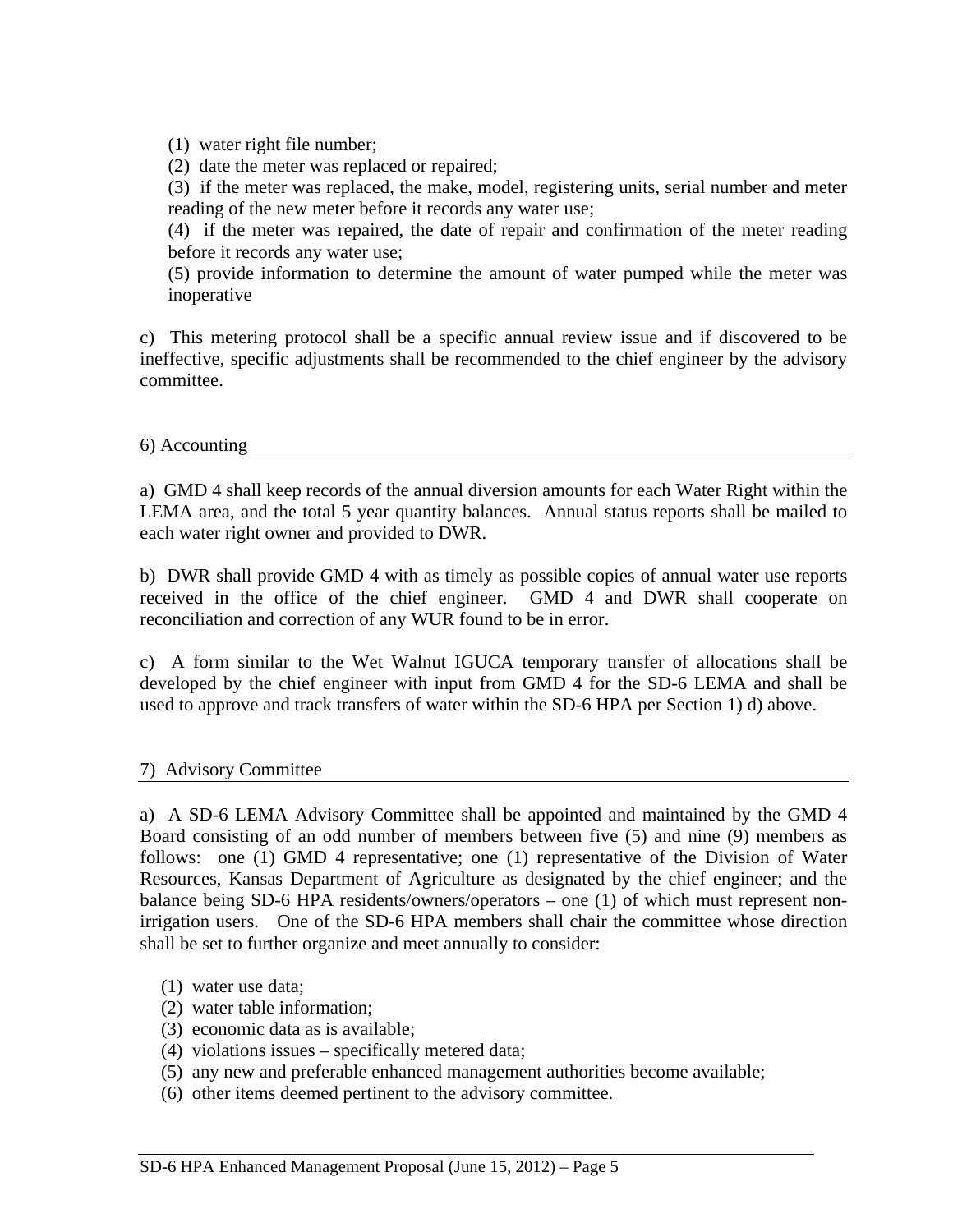(1) water right file number;

(2) date the meter was replaced or repaired;

(3) if the meter was replaced, the make, model, registering units, serial number and meter reading of the new meter before it records any water use;

(4) if the meter was repaired, the date of repair and confirmation of the meter reading before it records any water use;

(5) provide information to determine the amount of water pumped while the meter was inoperative

c) This metering protocol shall be a specific annual review issue and if discovered to be ineffective, specific adjustments shall be recommended to the chief engineer by the advisory committee.

## 6) Accounting

a) GMD 4 shall keep records of the annual diversion amounts for each Water Right within the LEMA area, and the total 5 year quantity balances. Annual status reports shall be mailed to each water right owner and provided to DWR.

b) DWR shall provide GMD 4 with as timely as possible copies of annual water use reports received in the office of the chief engineer. GMD 4 and DWR shall cooperate on reconciliation and correction of any WUR found to be in error.

c) A form similar to the Wet Walnut IGUCA temporary transfer of allocations shall be developed by the chief engineer with input from GMD 4 for the SD-6 LEMA and shall be used to approve and track transfers of water within the SD-6 HPA per Section 1) d) above.

## 7) Advisory Committee

a) A SD-6 LEMA Advisory Committee shall be appointed and maintained by the GMD 4 Board consisting of an odd number of members between five (5) and nine (9) members as follows: one (1) GMD 4 representative; one (1) representative of the Division of Water Resources, Kansas Department of Agriculture as designated by the chief engineer; and the balance being SD-6 HPA residents/owners/operators – one (1) of which must represent non-irrigation users. One of the SD-6 HPA members shall chair the committee whose direction shall be set to further organize and meet annually to consider:

(1) water use data;

(2) water table information;

(3) economic data as is available;

(4) violations issues – specifically metered data;

(5) any new and preferable enhanced management authorities become available;

(6) other items deemed pertinent to the advisory committee.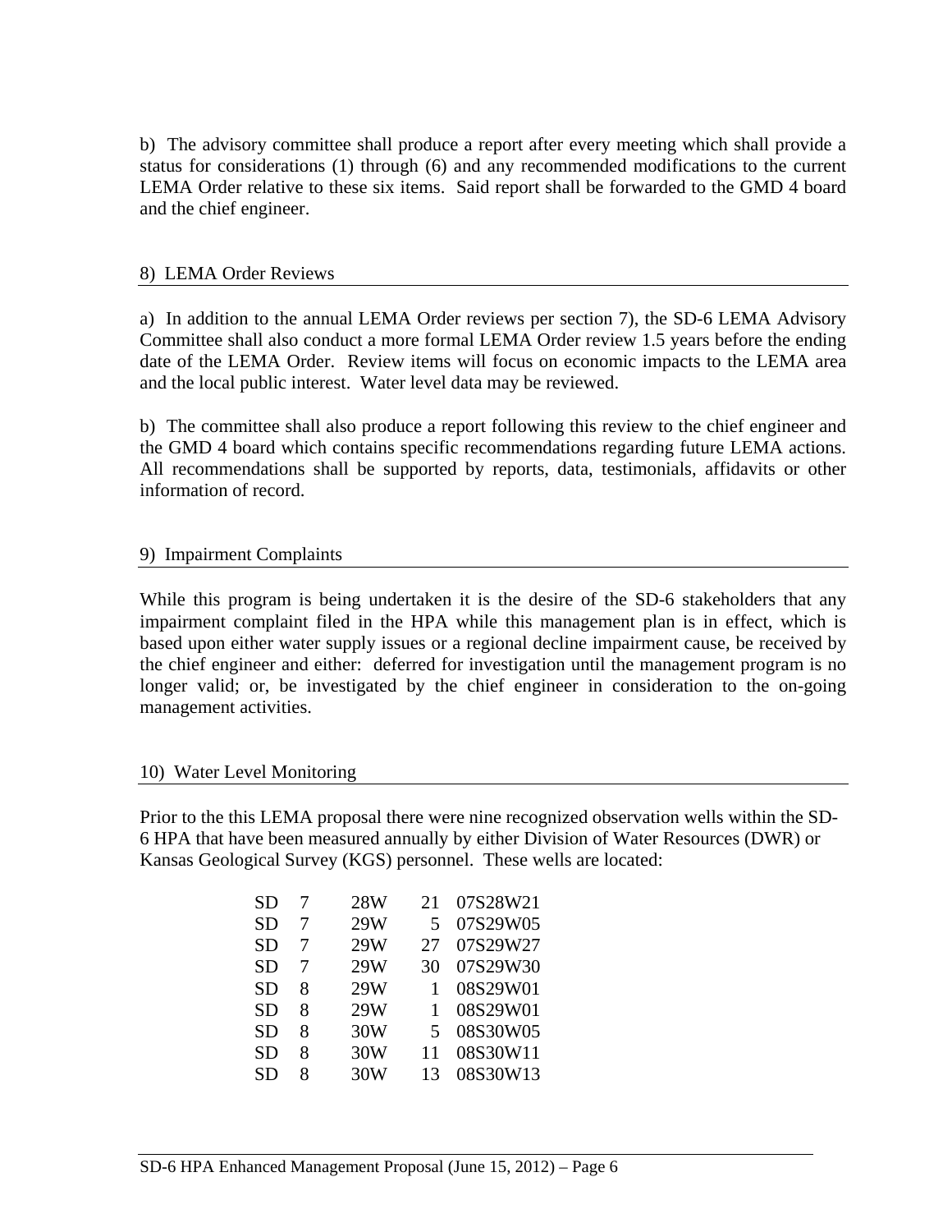b) The advisory committee shall produce a report after every meeting which shall provide a status for considerations (1) through (6) and any recommended modifications to the current LEMA Order relative to these six items. Said report shall be forwarded to the GMD 4 board and the chief engineer.

## 8) LEMA Order Reviews

a) In addition to the annual LEMA Order reviews per section 7), the SD-6 LEMA Advisory Committee shall also conduct a more formal LEMA Order review 1.5 years before the ending date of the LEMA Order. Review items will focus on economic impacts to the LEMA area and the local public interest. Water level data may be reviewed.

b) The committee shall also produce a report following this review to the chief engineer and the GMD 4 board which contains specific recommendations regarding future LEMA actions. All recommendations shall be supported by reports, data, testimonials, affidavits or other information of record.

## 9) Impairment Complaints

While this program is being undertaken it is the desire of the SD-6 stakeholders that any impairment complaint filed in the HPA while this management plan is in effect, which is based upon either water supply issues or a regional decline impairment cause, be received by the chief engineer and either: deferred for investigation until the management program is no longer valid; or, be investigated by the chief engineer in consideration to the on-going management activities.

## 10) Water Level Monitoring

Prior to the this LEMA proposal there were nine recognized observation wells within the SD-6 HPA that have been measured annually by either Division of Water Resources (DWR) or Kansas Geological Survey (KGS) personnel. These wells are located:

| | | | | |
|---|---|---|---|---|
| SD | 7 | 28W | 21 | 07S28W21 |
| SD | 7 | 29W | 5 | 07S29W05 |
| SD | 7 | 29W | 27 | 07S29W27 |
| SD | 7 | 29W | 30 | 07S29W30 |
| SD | 8 | 29W | 1 | 08S29W01 |
| SD | 8 | 29W | 1 | 08S29W01 |
| SD | 8 | 30W | 5 | 08S30W05 |
| SD | 8 | 30W | 11 | 08S30W11 |
| SD | 8 | 30W | 13 | 08S30W13 |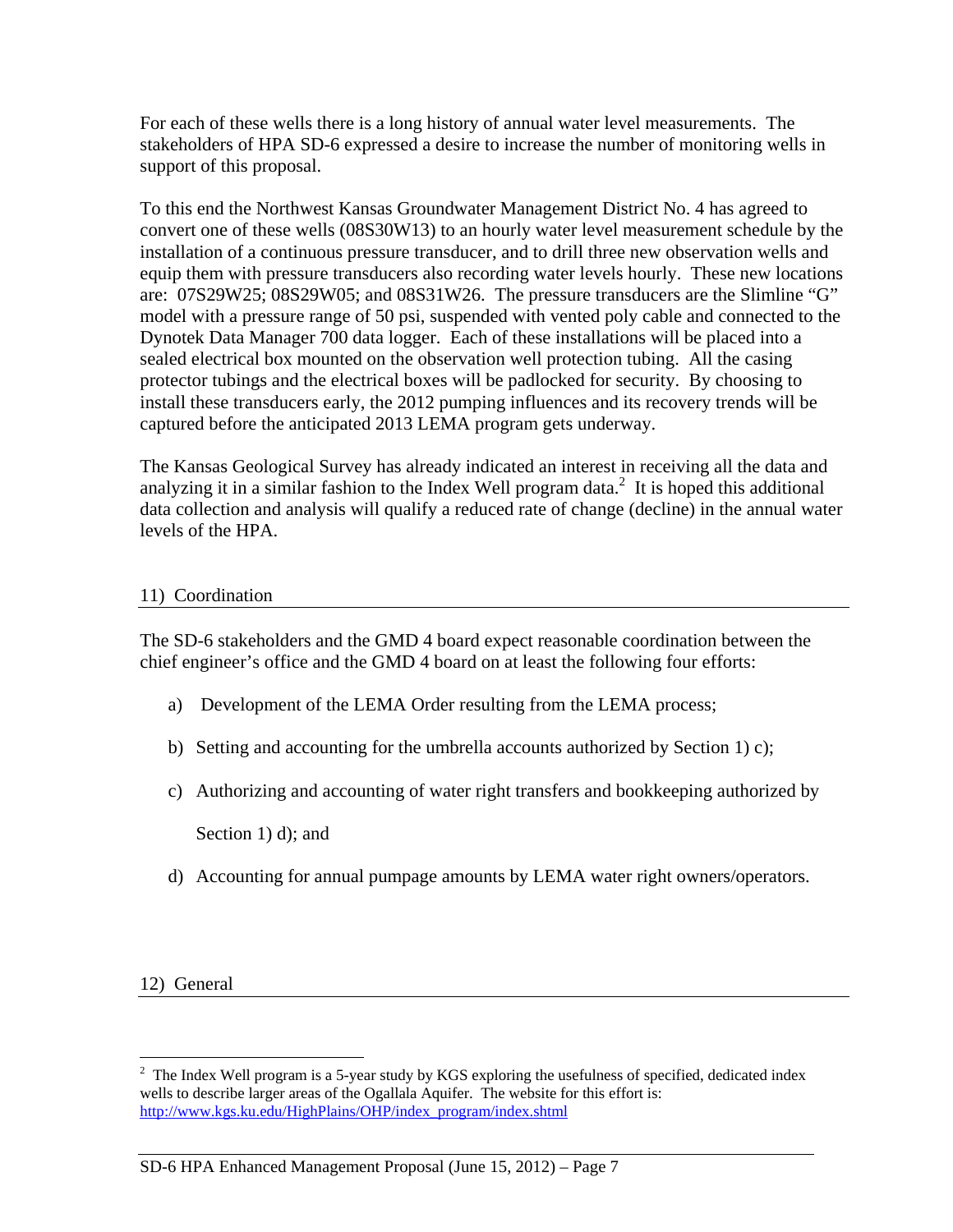For each of these wells there is a long history of annual water level measurements. The stakeholders of HPA SD-6 expressed a desire to increase the number of monitoring wells in support of this proposal.

To this end the Northwest Kansas Groundwater Management District No. 4 has agreed to convert one of these wells (08S30W13) to an hourly water level measurement schedule by the installation of a continuous pressure transducer, and to drill three new observation wells and equip them with pressure transducers also recording water levels hourly. These new locations are: 07S29W25; 08S29W05; and 08S31W26. The pressure transducers are the Slimline "G" model with a pressure range of 50 psi, suspended with vented poly cable and connected to the Dynotek Data Manager 700 data logger. Each of these installations will be placed into a sealed electrical box mounted on the observation well protection tubing. All the casing protector tubings and the electrical boxes will be padlocked for security. By choosing to install these transducers early, the 2012 pumping influences and its recovery trends will be captured before the anticipated 2013 LEMA program gets underway.

The Kansas Geological Survey has already indicated an interest in receiving all the data and analyzing it in a similar fashion to the Index Well program data.[2] It is hoped this additional data collection and analysis will qualify a reduced rate of change (decline) in the annual water levels of the HPA.

## 11) Coordination

The SD-6 stakeholders and the GMD 4 board expect reasonable coordination between the chief engineer's office and the GMD 4 board on at least the following four efforts:

a) Development of the LEMA Order resulting from the LEMA process;

b) Setting and accounting for the umbrella accounts authorized by Section 1) c);

c) Authorizing and accounting of water right transfers and bookkeeping authorized by Section 1) d); and

d) Accounting for annual pumpage amounts by LEMA water right owners/operators.

## 12) General

[2] The Index Well program is a 5-year study by KGS exploring the usefulness of specified, dedicated index wells to describe larger areas of the Ogallala Aquifer. The website for this effort is: http://www.kgs.ku.edu/HighPlains/OHP/index_program/index.shtml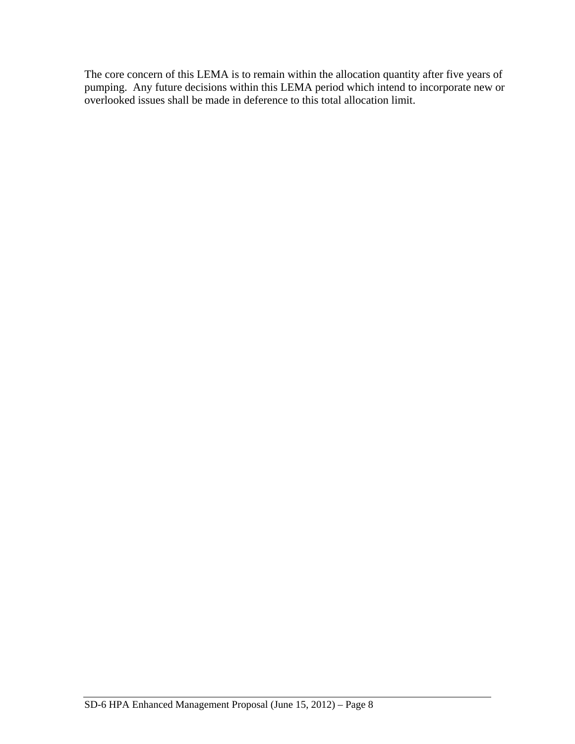The core concern of this LEMA is to remain within the allocation quantity after five years of pumping. Any future decisions within this LEMA period which intend to incorporate new or overlooked issues shall be made in deference to this total allocation limit.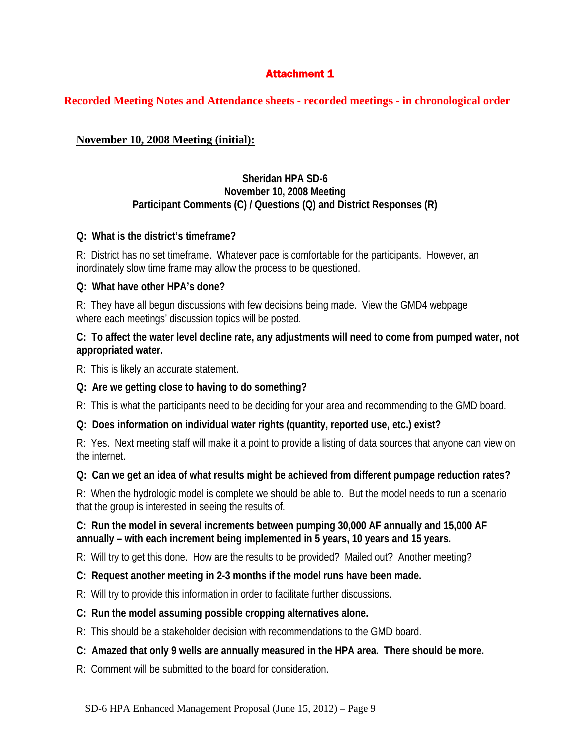## Attachment 1

**Recorded Meeting Notes and Attendance sheets - recorded meetings - in chronological order**

### <u>November 10, 2008 Meeting (initial):</u>

**Sheridan HPA SD-6**
**November 10, 2008 Meeting**
**Participant Comments (C) / Questions (Q) and District Responses (R)**

**Q: What is the district's timeframe?**

R: District has no set timeframe. Whatever pace is comfortable for the participants. However, an inordinately slow time frame may allow the process to be questioned.

**Q: What have other HPA's done?**

R: They have all begun discussions with few decisions being made. View the GMD4 webpage where each meetings' discussion topics will be posted.

**C: To affect the water level decline rate, any adjustments will need to come from pumped water, not appropriated water.**

R: This is likely an accurate statement.

**Q: Are we getting close to having to do something?**

R: This is what the participants need to be deciding for your area and recommending to the GMD board.

**Q: Does information on individual water rights (quantity, reported use, etc.) exist?**

R: Yes. Next meeting staff will make it a point to provide a listing of data sources that anyone can view on the internet.

**Q: Can we get an idea of what results might be achieved from different pumpage reduction rates?**

R: When the hydrologic model is complete we should be able to. But the model needs to run a scenario that the group is interested in seeing the results of.

**C: Run the model in several increments between pumping 30,000 AF annually and 15,000 AF annually – with each increment being implemented in 5 years, 10 years and 15 years.**

R: Will try to get this done. How are the results to be provided? Mailed out? Another meeting?

**C: Request another meeting in 2-3 months if the model runs have been made.**

R: Will try to provide this information in order to facilitate further discussions.

**C: Run the model assuming possible cropping alternatives alone.**

R: This should be a stakeholder decision with recommendations to the GMD board.

**C: Amazed that only 9 wells are annually measured in the HPA area. There should be more.**

R: Comment will be submitted to the board for consideration.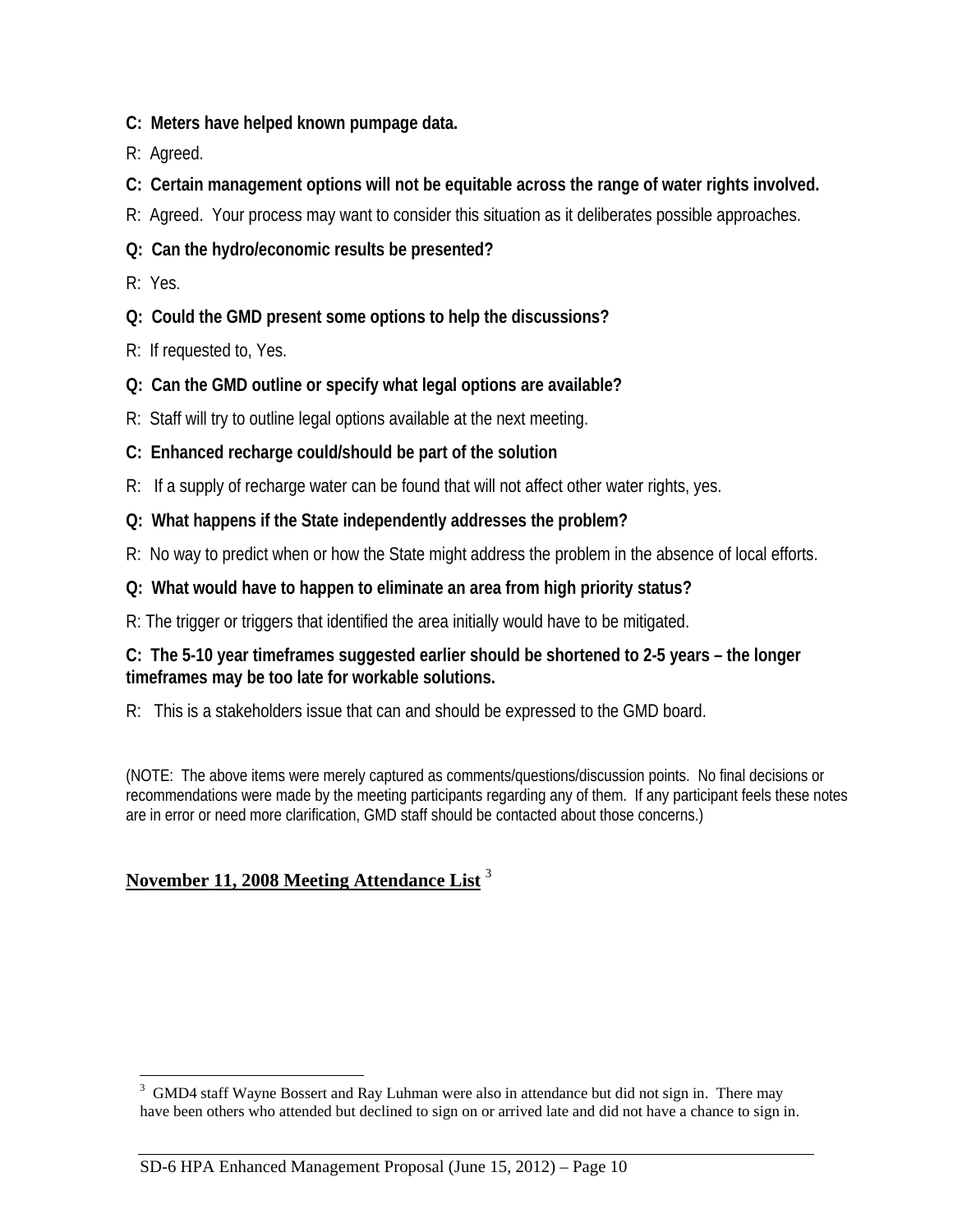**C: Meters have helped known pumpage data.**

R: Agreed.

**C: Certain management options will not be equitable across the range of water rights involved.**

R: Agreed. Your process may want to consider this situation as it deliberates possible approaches.

**Q: Can the hydro/economic results be presented?**

R: Yes.

**Q: Could the GMD present some options to help the discussions?**

R: If requested to, Yes.

**Q: Can the GMD outline or specify what legal options are available?**

R: Staff will try to outline legal options available at the next meeting.

**C: Enhanced recharge could/should be part of the solution**

R: If a supply of recharge water can be found that will not affect other water rights, yes.

**Q: What happens if the State independently addresses the problem?**

R: No way to predict when or how the State might address the problem in the absence of local efforts.

**Q: What would have to happen to eliminate an area from high priority status?**

R: The trigger or triggers that identified the area initially would have to be mitigated.

**C: The 5-10 year timeframes suggested earlier should be shortened to 2-5 years – the longer timeframes may be too late for workable solutions.**

R: This is a stakeholders issue that can and should be expressed to the GMD board.

(NOTE: The above items were merely captured as comments/questions/discussion points. No final decisions or recommendations were made by the meeting participants regarding any of them. If any participant feels these notes are in error or need more clarification, GMD staff should be contacted about those concerns.)

**November 11, 2008 Meeting Attendance List** [3]

[3] GMD4 staff Wayne Bossert and Ray Luhman were also in attendance but did not sign in. There may have been others who attended but declined to sign on or arrived late and did not have a chance to sign in.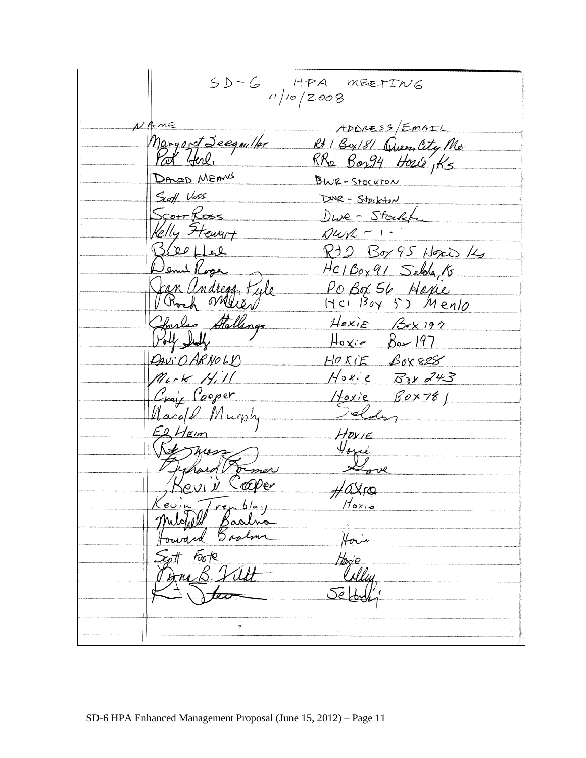# SD-6 HPA MEETING
11/10/2008

| NAME | ADDRESS/EMAIL |
|---|---|
| Margaret Zeegmuller | Rt 1 Box 181 Queen City Mo. |
| Pat Herl | RR2 Box 94 Hoxie, Ks |
| DAVID MEANS | DWR - STOCKTON |
| Scott Voss | DWR - Stockton |
| Scott Ross | DWR - Stockton |
| Kelly Stewart | DWR - " - |
| Bill Herl | Rt 2 Box 95 Hoxie Ks |
| Dennis Rogers | HC 1 Box 91 Selden, Ks |
| Jan Andregg Pyle | PO Box 56 Hoxie |
| Roch O'Meiren | HC1 Box 53 Menlo |
| Charles Stallings | Hoxie Box 197 |
| Polly Sully | Hoxie Box 197 |
| DAVID ARNOLD | HOXIE BOX 828 |
| Mark Hill | Hoxie Box 243 |
| Craig Cooper | Hoxie Box 781 |
| Harold Murphy | Selden |
| ED HEIM | HOXIE |
| Rick Moss | Hoxie |
| Richard Former | Hoxie |
| Kevin Cooper | Hoxie |
| Kevin Tremblay | Hoxie |
| Mitchell Baalman | |
| Howard Baalman | Hoxie |
| Scott Foote | Hoxie |
| Donna B. Tillt | Colby |
| K. Stes | Selden |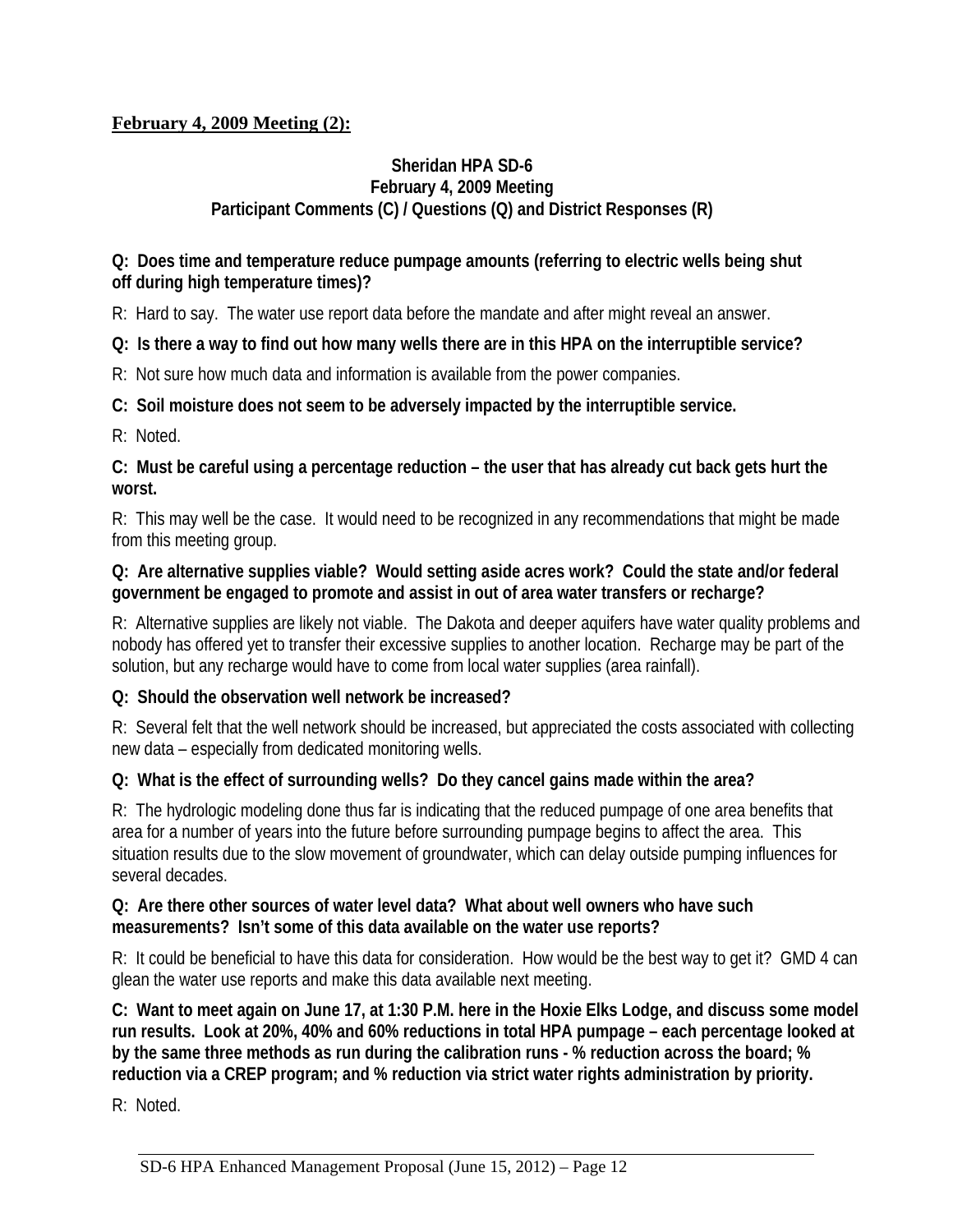**<u>February 4, 2009 Meeting (2):</u>**

**Sheridan HPA SD-6**
**February 4, 2009 Meeting**
**Participant Comments (C) / Questions (Q) and District Responses (R)**

**Q: Does time and temperature reduce pumpage amounts (referring to electric wells being shut off during high temperature times)?**

R: Hard to say. The water use report data before the mandate and after might reveal an answer.

**Q: Is there a way to find out how many wells there are in this HPA on the interruptible service?**

R: Not sure how much data and information is available from the power companies.

**C: Soil moisture does not seem to be adversely impacted by the interruptible service.**

R: Noted.

**C: Must be careful using a percentage reduction – the user that has already cut back gets hurt the worst.**

R: This may well be the case. It would need to be recognized in any recommendations that might be made from this meeting group.

**Q: Are alternative supplies viable? Would setting aside acres work? Could the state and/or federal government be engaged to promote and assist in out of area water transfers or recharge?**

R: Alternative supplies are likely not viable. The Dakota and deeper aquifers have water quality problems and nobody has offered yet to transfer their excessive supplies to another location. Recharge may be part of the solution, but any recharge would have to come from local water supplies (area rainfall).

**Q: Should the observation well network be increased?**

R: Several felt that the well network should be increased, but appreciated the costs associated with collecting new data – especially from dedicated monitoring wells.

**Q: What is the effect of surrounding wells? Do they cancel gains made within the area?**

R: The hydrologic modeling done thus far is indicating that the reduced pumpage of one area benefits that area for a number of years into the future before surrounding pumpage begins to affect the area. This situation results due to the slow movement of groundwater, which can delay outside pumping influences for several decades.

**Q: Are there other sources of water level data? What about well owners who have such measurements? Isn't some of this data available on the water use reports?**

R: It could be beneficial to have this data for consideration. How would be the best way to get it? GMD 4 can glean the water use reports and make this data available next meeting.

**C: Want to meet again on June 17, at 1:30 P.M. here in the Hoxie Elks Lodge, and discuss some model run results. Look at 20%, 40% and 60% reductions in total HPA pumpage – each percentage looked at by the same three methods as run during the calibration runs - % reduction across the board; % reduction via a CREP program; and % reduction via strict water rights administration by priority.**

R: Noted.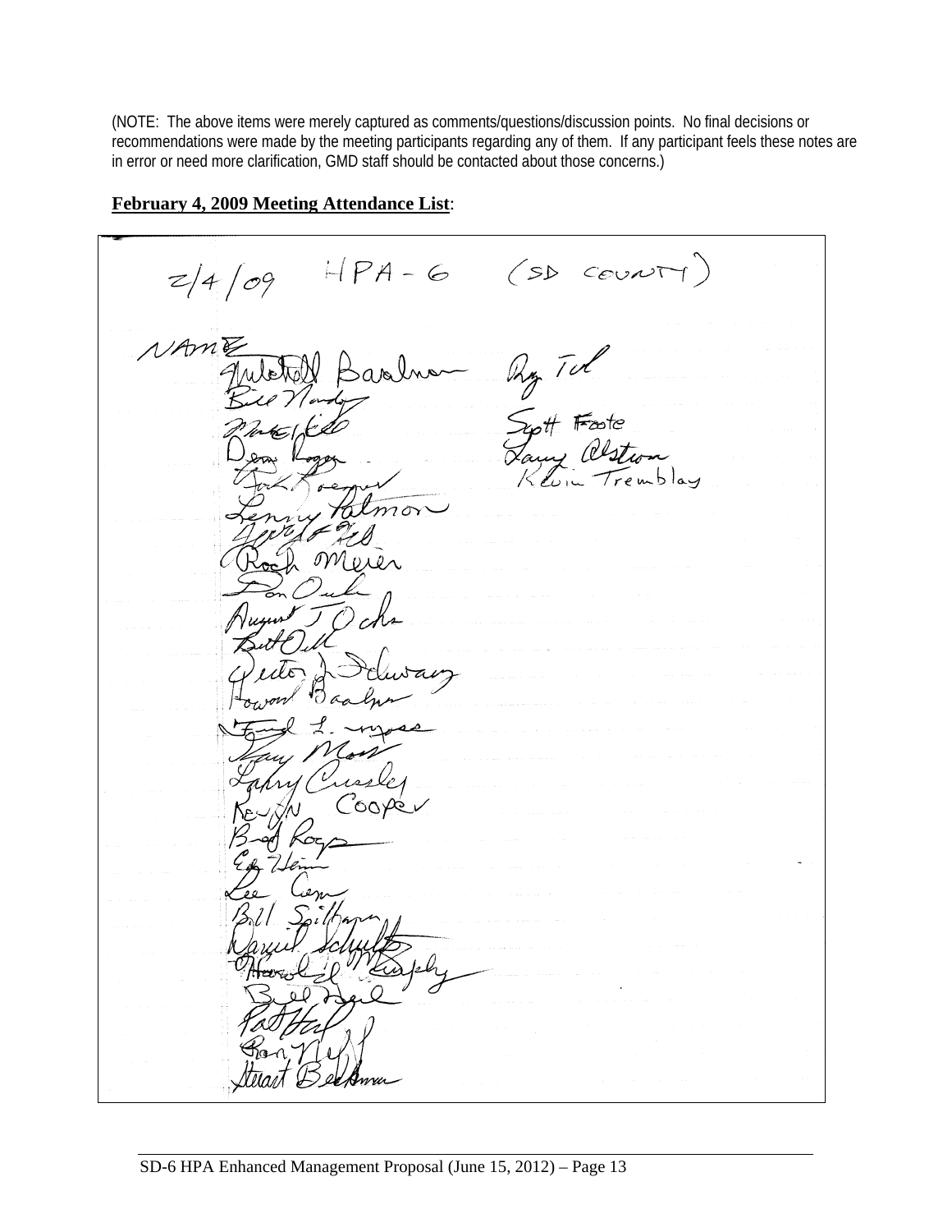(NOTE: The above items were merely captured as comments/questions/discussion points. No final decisions or recommendations were made by the meeting participants regarding any of them. If any participant feels these notes are in error or need more clarification, GMD staff should be contacted about those concerns.)

**February 4, 2009 Meeting Attendance List**:

2/4/09 HPA-6 (SD COUNTY)

NAME

Mitchell Baalman
Bill Nondy
Mike Pfeifer
Dean Rogers
Jack Roemer
Lenny Palmon
Jerold Feil
Rock Meier
Don Ouile
August J. Ochs
Burt Odll
Victor J. Schwartz
Howard Baalman
Fred L. Moss
Gary Moss
Larry Cussley
Kevin Cooper
Brad Rogers
Ed Heim
Lee Cem
Bill Spilhaus
Daniel Schultz
Harold L. Murphy
Bill Neil
Pat Heil
Ron Neil
Stewart Beckman

Ray Teel
Scott Foote
Larry Alstrom
Kevin Tremblay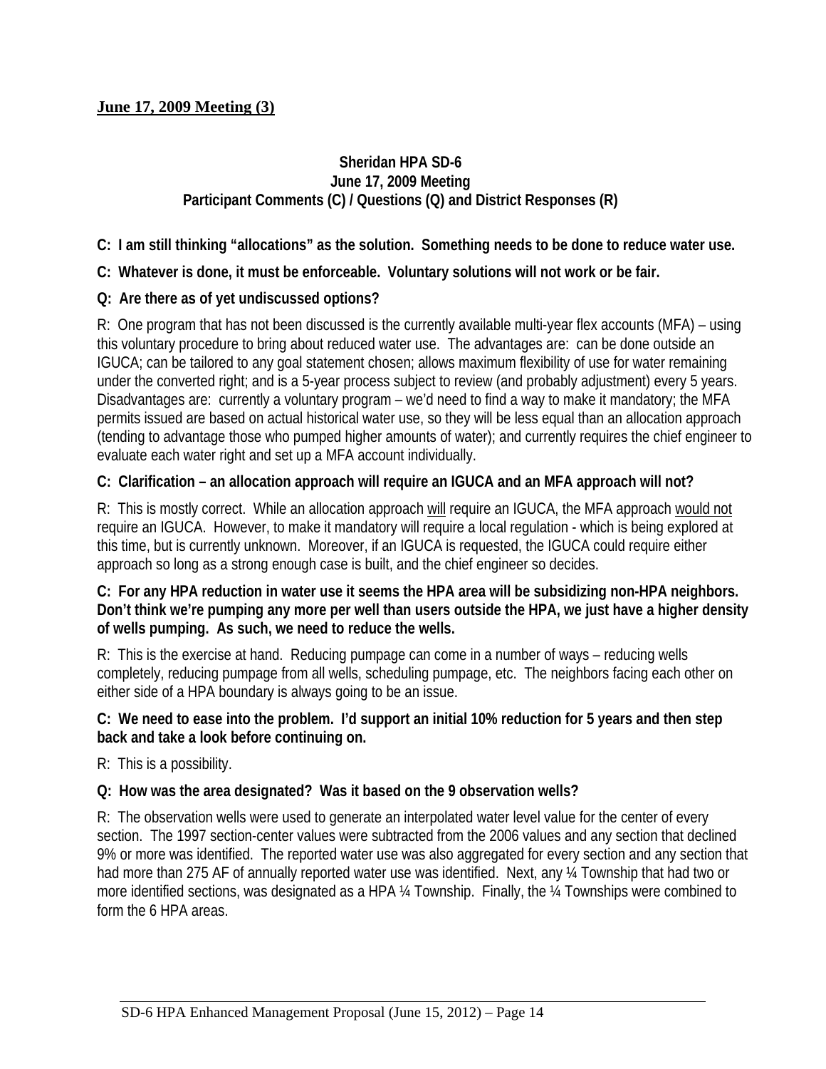**<u>June 17, 2009 Meeting (3)</u>**

**Sheridan HPA SD-6**
**June 17, 2009 Meeting**
**Participant Comments (C) / Questions (Q) and District Responses (R)**

**C: I am still thinking "allocations" as the solution. Something needs to be done to reduce water use.**

**C: Whatever is done, it must be enforceable. Voluntary solutions will not work or be fair.**

**Q: Are there as of yet undiscussed options?**

R: One program that has not been discussed is the currently available multi-year flex accounts (MFA) – using this voluntary procedure to bring about reduced water use. The advantages are: can be done outside an IGUCA; can be tailored to any goal statement chosen; allows maximum flexibility of use for water remaining under the converted right; and is a 5-year process subject to review (and probably adjustment) every 5 years. Disadvantages are: currently a voluntary program – we'd need to find a way to make it mandatory; the MFA permits issued are based on actual historical water use, so they will be less equal than an allocation approach (tending to advantage those who pumped higher amounts of water); and currently requires the chief engineer to evaluate each water right and set up a MFA account individually.

**C: Clarification – an allocation approach will require an IGUCA and an MFA approach will not?**

R: This is mostly correct. While an allocation approach <u>will</u> require an IGUCA, the MFA approach <u>would not</u> require an IGUCA. However, to make it mandatory will require a local regulation - which is being explored at this time, but is currently unknown. Moreover, if an IGUCA is requested, the IGUCA could require either approach so long as a strong enough case is built, and the chief engineer so decides.

**C: For any HPA reduction in water use it seems the HPA area will be subsidizing non-HPA neighbors. Don't think we're pumping any more per well than users outside the HPA, we just have a higher density of wells pumping. As such, we need to reduce the wells.**

R: This is the exercise at hand. Reducing pumpage can come in a number of ways – reducing wells completely, reducing pumpage from all wells, scheduling pumpage, etc. The neighbors facing each other on either side of a HPA boundary is always going to be an issue.

**C: We need to ease into the problem. I'd support an initial 10% reduction for 5 years and then step back and take a look before continuing on.**

R: This is a possibility.

**Q: How was the area designated? Was it based on the 9 observation wells?**

R: The observation wells were used to generate an interpolated water level value for the center of every section. The 1997 section-center values were subtracted from the 2006 values and any section that declined 9% or more was identified. The reported water use was also aggregated for every section and any section that had more than 275 AF of annually reported water use was identified. Next, any ¼ Township that had two or more identified sections, was designated as a HPA ¼ Township. Finally, the ¼ Townships were combined to form the 6 HPA areas.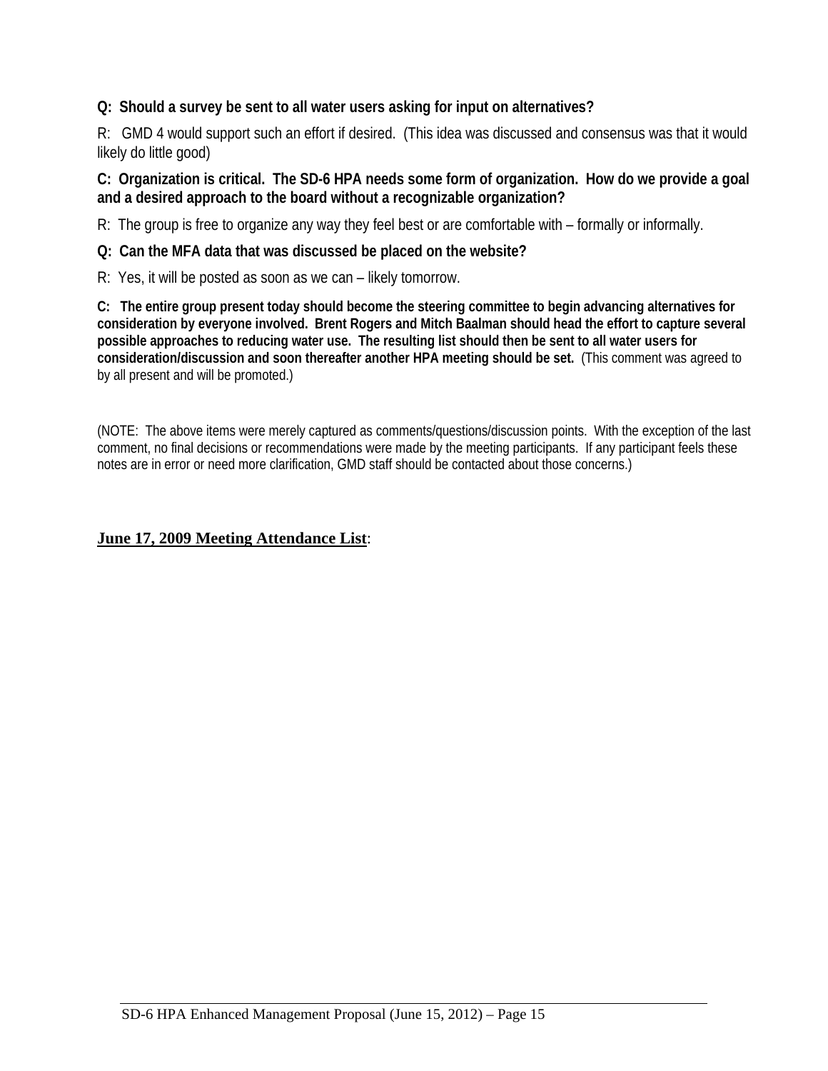**Q: Should a survey be sent to all water users asking for input on alternatives?**

R: GMD 4 would support such an effort if desired. (This idea was discussed and consensus was that it would likely do little good)

**C: Organization is critical. The SD-6 HPA needs some form of organization. How do we provide a goal and a desired approach to the board without a recognizable organization?**

R: The group is free to organize any way they feel best or are comfortable with – formally or informally.

**Q: Can the MFA data that was discussed be placed on the website?**

R: Yes, it will be posted as soon as we can – likely tomorrow.

**C: The entire group present today should become the steering committee to begin advancing alternatives for consideration by everyone involved. Brent Rogers and Mitch Baalman should head the effort to capture several possible approaches to reducing water use. The resulting list should then be sent to all water users for consideration/discussion and soon thereafter another HPA meeting should be set.** (This comment was agreed to by all present and will be promoted.)

(NOTE: The above items were merely captured as comments/questions/discussion points. With the exception of the last comment, no final decisions or recommendations were made by the meeting participants. If any participant feels these notes are in error or need more clarification, GMD staff should be contacted about those concerns.)

**June 17, 2009 Meeting Attendance List**: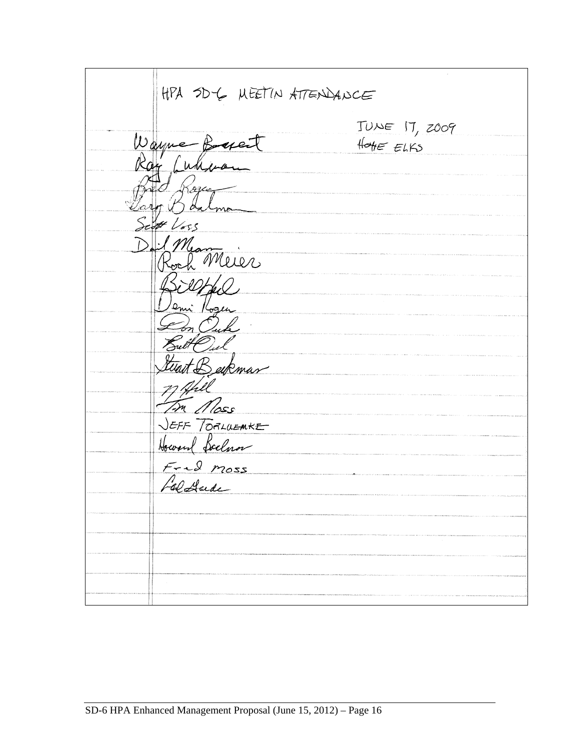HPA SD-6 MEETIN ATTENDANCE

JUNE 17, 2009

HOXIE ELKS

Wayne Bossert

Ray Luhman

Brad Rogers

Larry Bolman

Scott Voss

Dail Mean

Roch Meier

Bill Hall

Demi Rogers

Don Ouke

Butt Oiel

Stuart Beckman

M Hall

Tim Moss

JEFF TORLUEMKE

Howard Boelnor

Fred Moss

Cal Gaede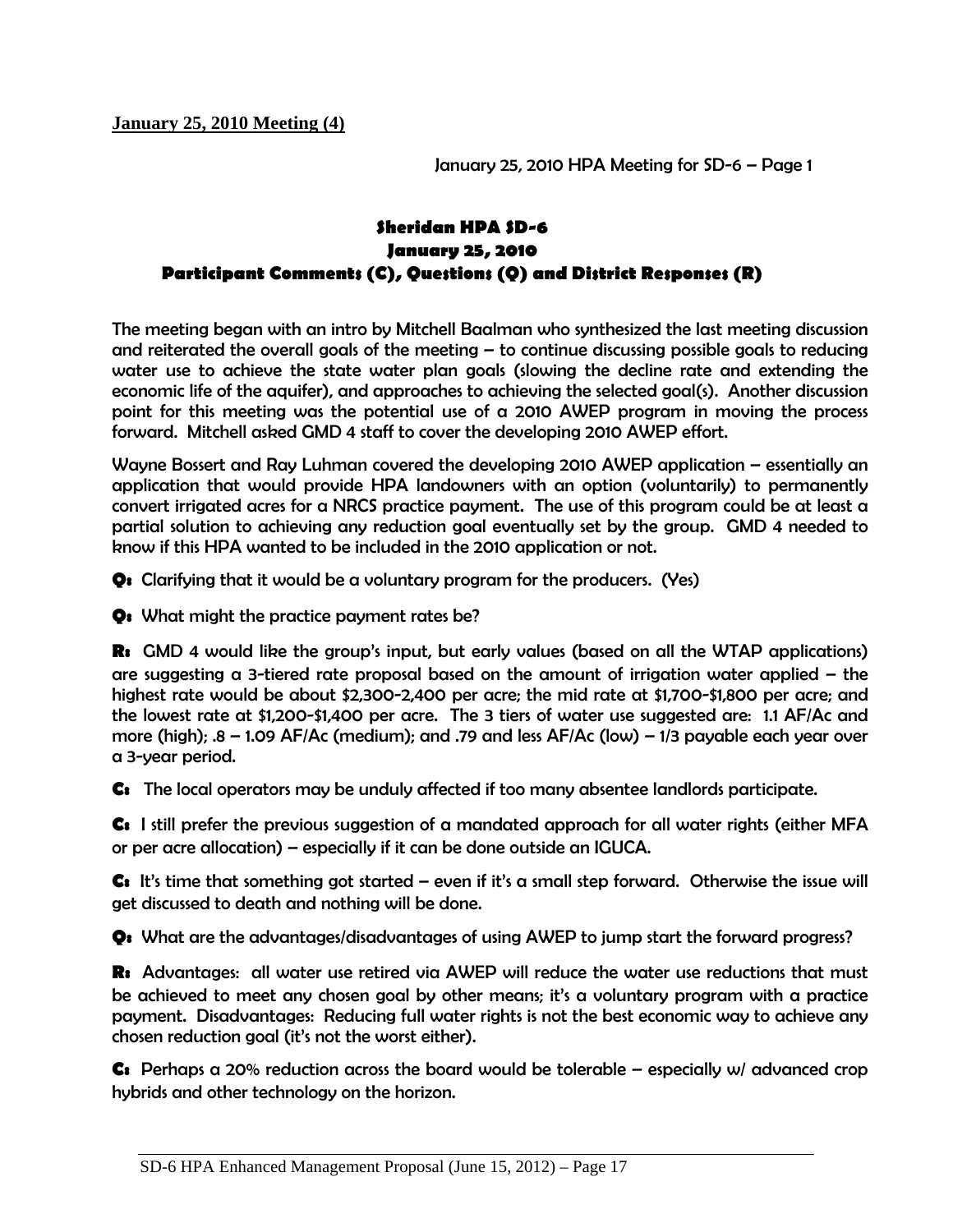**January 25, 2010 Meeting (4)**

January 25, 2010 HPA Meeting for SD-6 – Page 1

## Sheridan HPA SD-6
## January 25, 2010
## Participant Comments (C), Questions (Q) and District Responses (R)

The meeting began with an intro by Mitchell Baalman who synthesized the last meeting discussion and reiterated the overall goals of the meeting – to continue discussing possible goals to reducing water use to achieve the state water plan goals (slowing the decline rate and extending the economic life of the aquifer), and approaches to achieving the selected goal(s). Another discussion point for this meeting was the potential use of a 2010 AWEP program in moving the process forward. Mitchell asked GMD 4 staff to cover the developing 2010 AWEP effort.

Wayne Bossert and Ray Luhman covered the developing 2010 AWEP application – essentially an application that would provide HPA landowners with an option (voluntarily) to permanently convert irrigated acres for a NRCS practice payment. The use of this program could be at least a partial solution to achieving any reduction goal eventually set by the group. GMD 4 needed to know if this HPA wanted to be included in the 2010 application or not.

**Q:** Clarifying that it would be a voluntary program for the producers. (Yes)

**Q:** What might the practice payment rates be?

**R:** GMD 4 would like the group's input, but early values (based on all the WTAP applications) are suggesting a 3-tiered rate proposal based on the amount of irrigation water applied – the highest rate would be about $2,300-2,400 per acre; the mid rate at $1,700-$1,800 per acre; and the lowest rate at $1,200-$1,400 per acre. The 3 tiers of water use suggested are: 1.1 AF/Ac and more (high); .8 – 1.09 AF/Ac (medium); and .79 and less AF/Ac (low) – 1/3 payable each year over a 3-year period.

**C:** The local operators may be unduly affected if too many absentee landlords participate.

**C:** I still prefer the previous suggestion of a mandated approach for all water rights (either MFA or per acre allocation) – especially if it can be done outside an IGUCA.

**C:** It's time that something got started – even if it's a small step forward. Otherwise the issue will get discussed to death and nothing will be done.

**Q:** What are the advantages/disadvantages of using AWEP to jump start the forward progress?

**R:** Advantages: all water use retired via AWEP will reduce the water use reductions that must be achieved to meet any chosen goal by other means; it's a voluntary program with a practice payment. Disadvantages: Reducing full water rights is not the best economic way to achieve any chosen reduction goal (it's not the worst either).

**C:** Perhaps a 20% reduction across the board would be tolerable – especially w/ advanced crop hybrids and other technology on the horizon.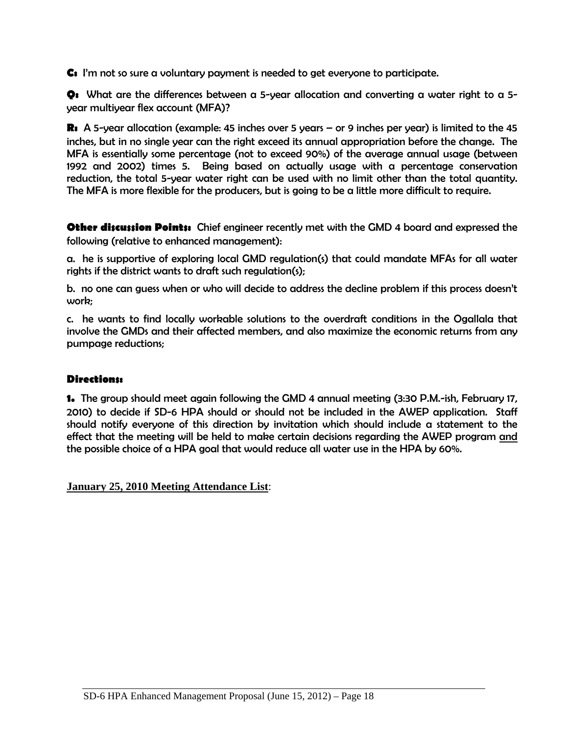**C:** I'm not so sure a voluntary payment is needed to get everyone to participate.

**Q:** What are the differences between a 5-year allocation and converting a water right to a 5-year multiyear flex account (MFA)?

**R:** A 5-year allocation (example: 45 inches over 5 years – or 9 inches per year) is limited to the 45 inches, but in no single year can the right exceed its annual appropriation before the change. The MFA is essentially some percentage (not to exceed 90%) of the average annual usage (between 1992 and 2002) times 5. Being based on actually usage with a percentage conservation reduction, the total 5-year water right can be used with no limit other than the total quantity. The MFA is more flexible for the producers, but is going to be a little more difficult to require.

**Other discussion Points:** Chief engineer recently met with the GMD 4 board and expressed the following (relative to enhanced management):

a. he is supportive of exploring local GMD regulation(s) that could mandate MFAs for all water rights if the district wants to draft such regulation(s);

b. no one can guess when or who will decide to address the decline problem if this process doesn't work;

c. he wants to find locally workable solutions to the overdraft conditions in the Ogallala that involve the GMDs and their affected members, and also maximize the economic returns from any pumpage reductions;

**Directions:**

**1.** The group should meet again following the GMD 4 annual meeting (3:30 P.M.-ish, February 17, 2010) to decide if SD-6 HPA should or should not be included in the AWEP application. Staff should notify everyone of this direction by invitation which should include a statement to the effect that the meeting will be held to make certain decisions regarding the AWEP program and the possible choice of a HPA goal that would reduce all water use in the HPA by 60%.

**January 25, 2010 Meeting Attendance List**: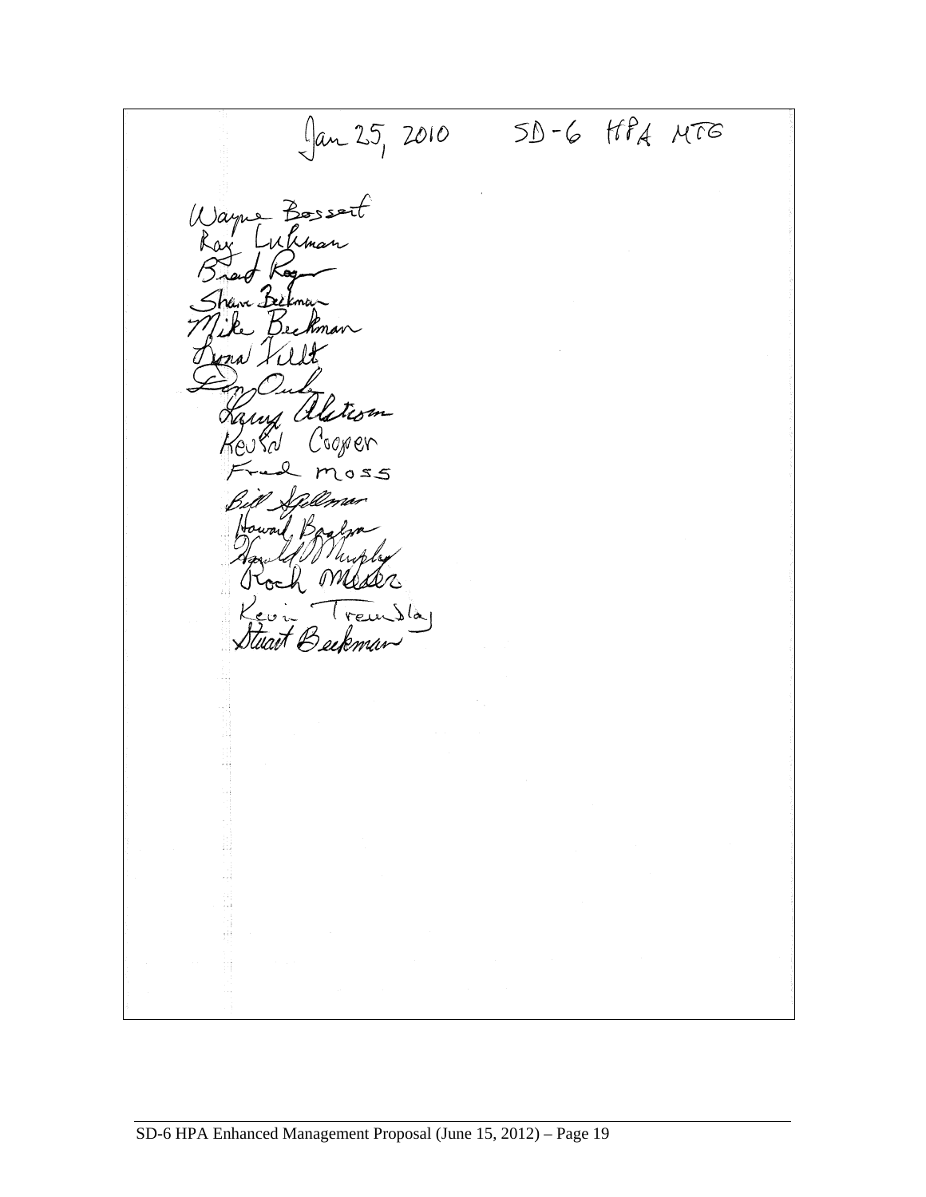Jan 25, 2010 SD-6 HPA MTG

Wayne Bossert
Ray Luhman
Brad Rogers
Shane Beckman
Mike Beckman
Dona Vuilt
Don Ouke
Larry Alstrom
Kevin Cooper
Fred Moss
Bill Spellman
Howard Bagbee
Harold Murphy
Roch Meier
Kevin Tremblay
Stuart Beckman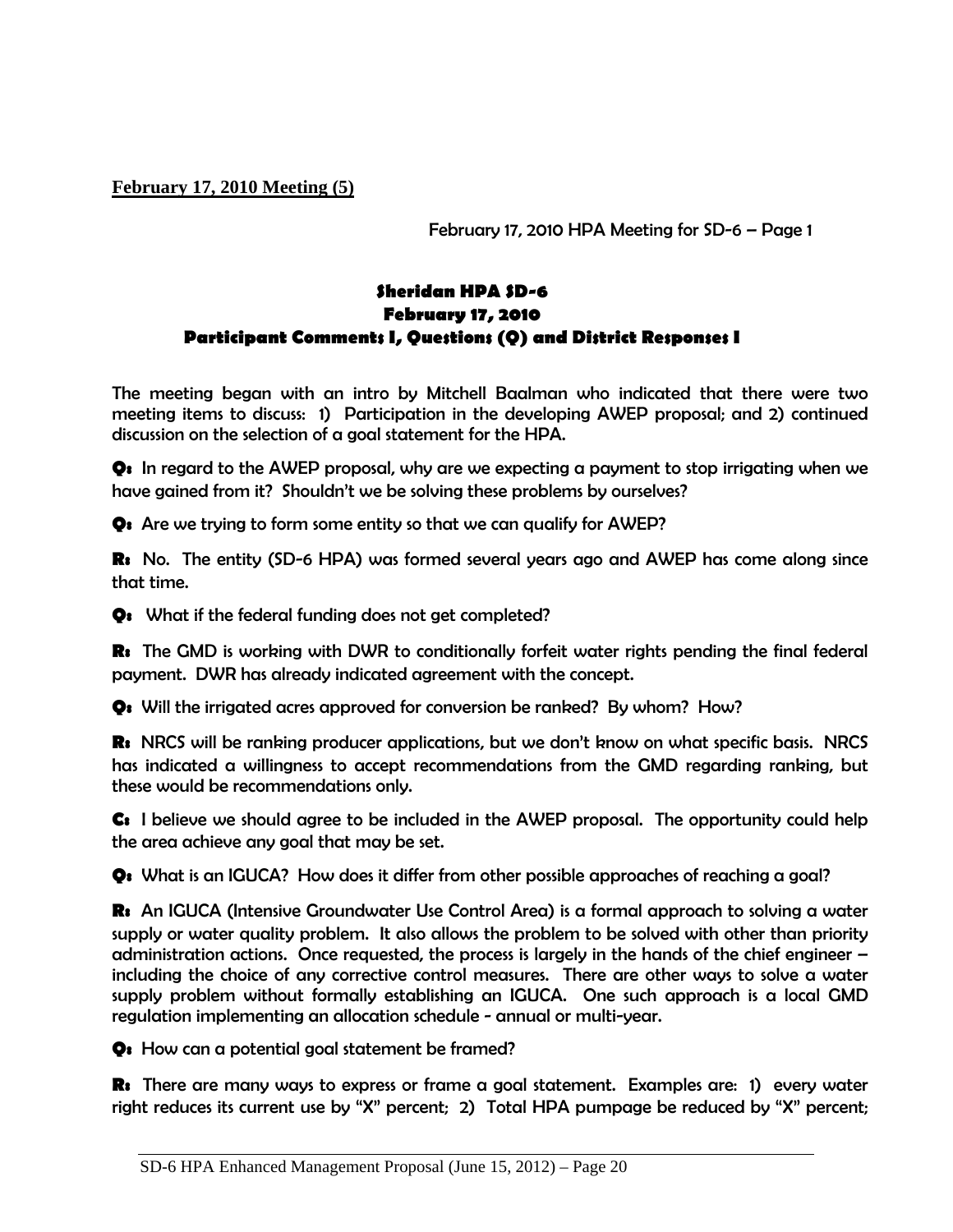**February 17, 2010 Meeting (5)**

February 17, 2010 HPA Meeting for SD-6 – Page 1

### Sheridan HPA SD-6
### February 17, 2010
### Participant Comments I, Questions (Q) and District Responses I

The meeting began with an intro by Mitchell Baalman who indicated that there were two meeting items to discuss: 1) Participation in the developing AWEP proposal; and 2) continued discussion on the selection of a goal statement for the HPA.

**Q:** In regard to the AWEP proposal, why are we expecting a payment to stop irrigating when we have gained from it? Shouldn't we be solving these problems by ourselves?

**Q:** Are we trying to form some entity so that we can qualify for AWEP?

**R:** No. The entity (SD-6 HPA) was formed several years ago and AWEP has come along since that time.

**Q:** What if the federal funding does not get completed?

**R:** The GMD is working with DWR to conditionally forfeit water rights pending the final federal payment. DWR has already indicated agreement with the concept.

**Q:** Will the irrigated acres approved for conversion be ranked? By whom? How?

**R:** NRCS will be ranking producer applications, but we don't know on what specific basis. NRCS has indicated a willingness to accept recommendations from the GMD regarding ranking, but these would be recommendations only.

**C:** I believe we should agree to be included in the AWEP proposal. The opportunity could help the area achieve any goal that may be set.

**Q:** What is an IGUCA? How does it differ from other possible approaches of reaching a goal?

**R:** An IGUCA (Intensive Groundwater Use Control Area) is a formal approach to solving a water supply or water quality problem. It also allows the problem to be solved with other than priority administration actions. Once requested, the process is largely in the hands of the chief engineer – including the choice of any corrective control measures. There are other ways to solve a water supply problem without formally establishing an IGUCA. One such approach is a local GMD regulation implementing an allocation schedule - annual or multi-year.

**Q:** How can a potential goal statement be framed?

**R:** There are many ways to express or frame a goal statement. Examples are: 1) every water right reduces its current use by "X" percent; 2) Total HPA pumpage be reduced by "X" percent;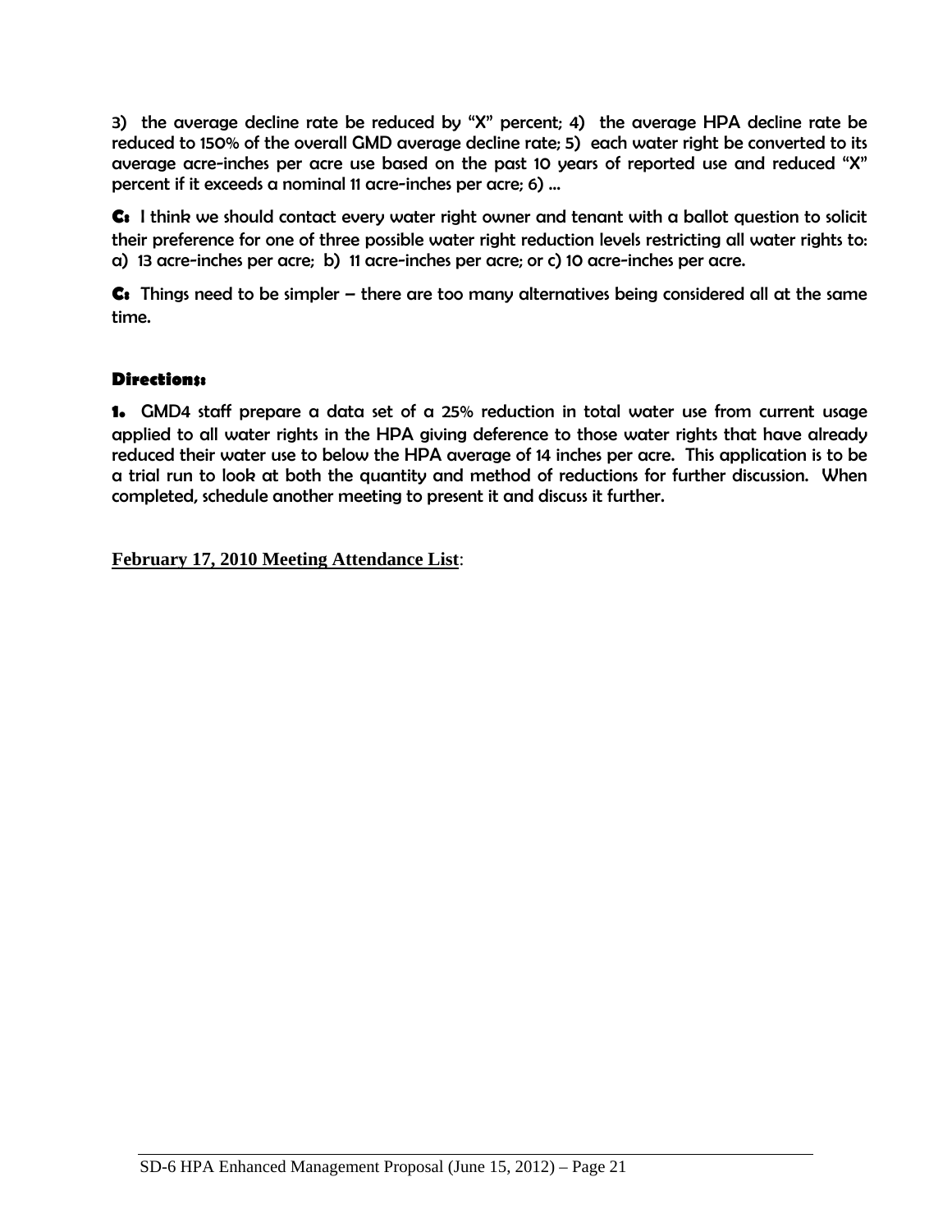3) the average decline rate be reduced by "X" percent; 4) the average HPA decline rate be reduced to 150% of the overall GMD average decline rate; 5) each water right be converted to its average acre-inches per acre use based on the past 10 years of reported use and reduced "X" percent if it exceeds a nominal 11 acre-inches per acre; 6) …

**C:** I think we should contact every water right owner and tenant with a ballot question to solicit their preference for one of three possible water right reduction levels restricting all water rights to: a) 13 acre-inches per acre; b) 11 acre-inches per acre; or c) 10 acre-inches per acre.

**C:** Things need to be simpler – there are too many alternatives being considered all at the same time.

**Directions:**

**1.** GMD4 staff prepare a data set of a 25% reduction in total water use from current usage applied to all water rights in the HPA giving deference to those water rights that have already reduced their water use to below the HPA average of 14 inches per acre. This application is to be a trial run to look at both the quantity and method of reductions for further discussion. When completed, schedule another meeting to present it and discuss it further.

**February 17, 2010 Meeting Attendance List**: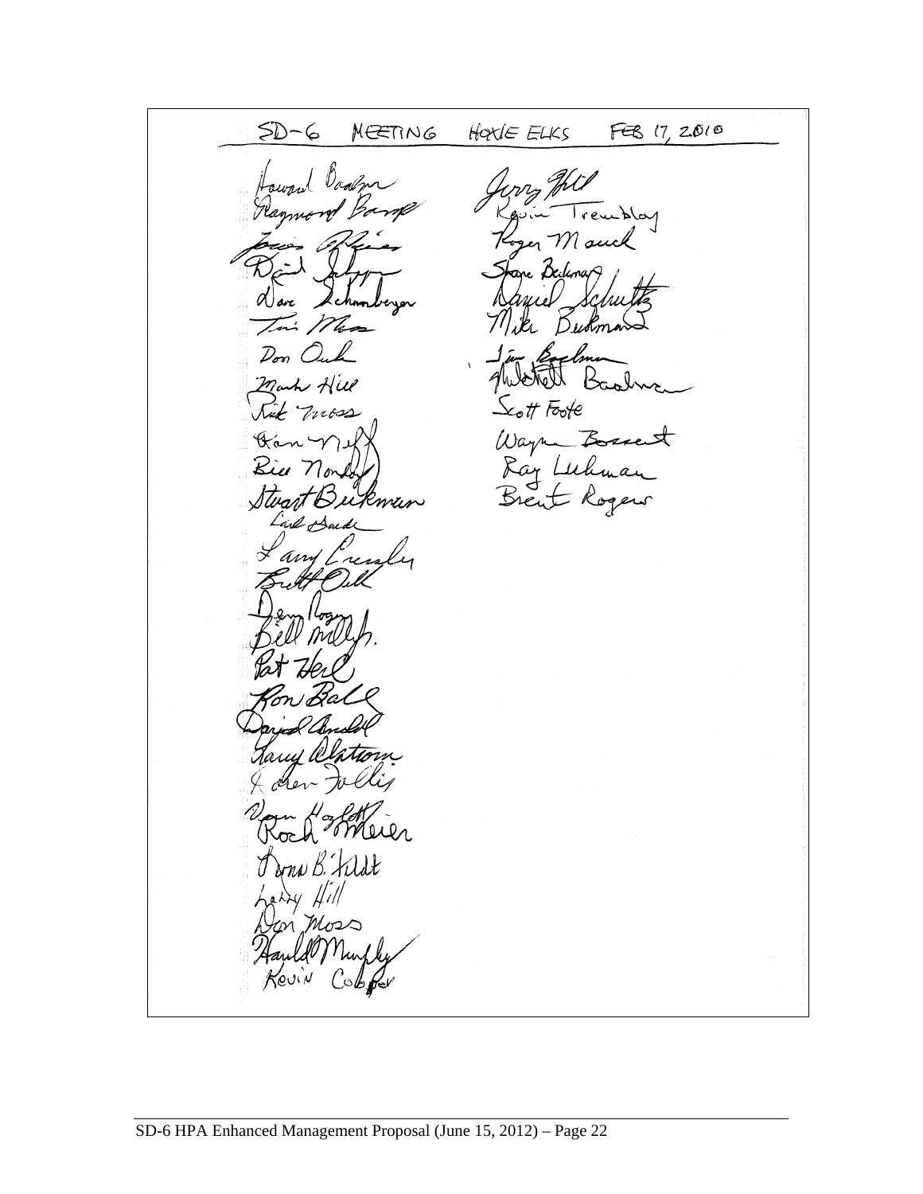SD-6 MEETING HOXIE ELKS FEB 17, 2010

Howard Baalman
Raymond Bamp
James Pfeifer
David Johnson
Dave Schemberger
Tim Moss
Don Ouk
Mark Hill
Rick Moss
Ron Neff
Bill Nondorf
Stuart Beikman
Carl Saude
Larry Cressler
Brett Ouk
Denny Rogers
Bill Miller
Pat Herl
Ron Ball
David Ansdell
Larry Olston
Arden Follis
Vern Hoffman
Roch Meier
Donna B. Tildt
Larry Hill
Don Moss
Harold Murphy
Kevin Cooper

Jerry Hill
Kevin Tremblay
Roger Mauck
Shane Beikman
Daniel Schultz
Mike Beikman
Jim Baalman
Mitchell Baalman
Scott Foote
Wayne Bossert
Ray Luhman
Brent Rogers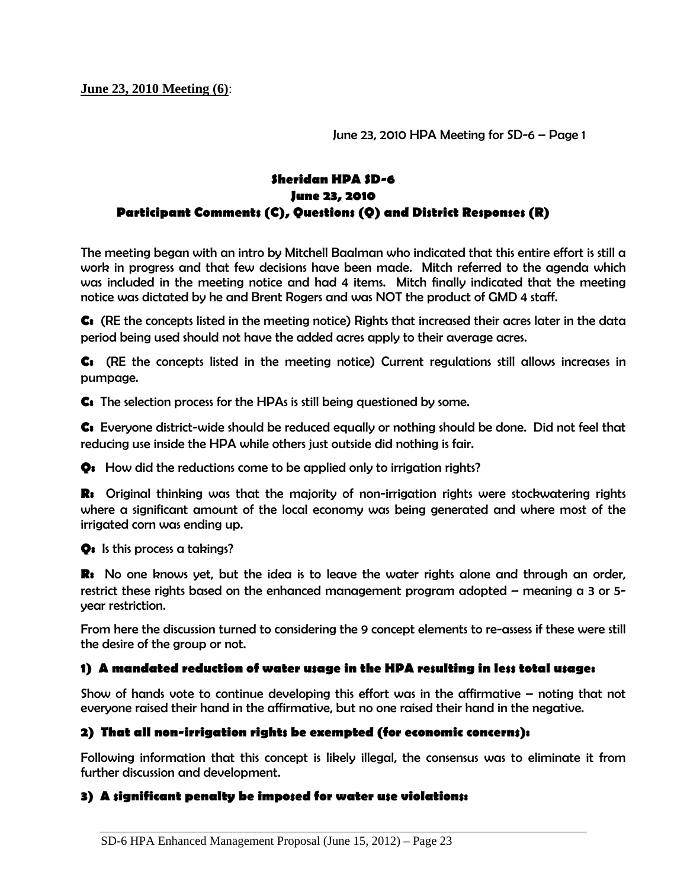**June 23, 2010 Meeting (6)**:

June 23, 2010 HPA Meeting for SD-6 – Page 1

## Sheridan HPA SD-6
## June 23, 2010
## Participant Comments (C), Questions (Q) and District Responses (R)

The meeting began with an intro by Mitchell Baalman who indicated that this entire effort is still a work in progress and that few decisions have been made. Mitch referred to the agenda which was included in the meeting notice and had 4 items. Mitch finally indicated that the meeting notice was dictated by he and Brent Rogers and was NOT the product of GMD 4 staff.

**C:** (RE the concepts listed in the meeting notice) Rights that increased their acres later in the data period being used should not have the added acres apply to their average acres.

**C:** (RE the concepts listed in the meeting notice) Current regulations still allows increases in pumpage.

**C:** The selection process for the HPAs is still being questioned by some.

**C:** Everyone district-wide should be reduced equally or nothing should be done. Did not feel that reducing use inside the HPA while others just outside did nothing is fair.

**Q:** How did the reductions come to be applied only to irrigation rights?

**R:** Original thinking was that the majority of non-irrigation rights were stockwatering rights where a significant amount of the local economy was being generated and where most of the irrigated corn was ending up.

**Q:** Is this process a takings?

**R:** No one knows yet, but the idea is to leave the water rights alone and through an order, restrict these rights based on the enhanced management program adopted – meaning a 3 or 5-year restriction.

From here the discussion turned to considering the 9 concept elements to re-assess if these were still the desire of the group or not.

### 1) A mandated reduction of water usage in the HPA resulting in less total usage:

Show of hands vote to continue developing this effort was in the affirmative – noting that not everyone raised their hand in the affirmative, but no one raised their hand in the negative.

### 2) That all non-irrigation rights be exempted (for economic concerns):

Following information that this concept is likely illegal, the consensus was to eliminate it from further discussion and development.

### 3) A significant penalty be imposed for water use violations: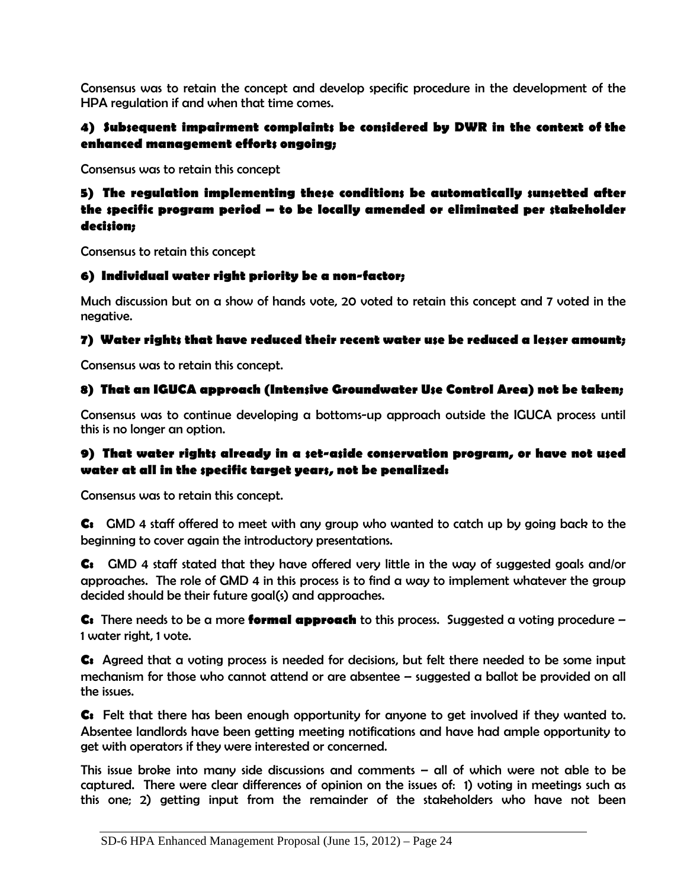Consensus was to retain the concept and develop specific procedure in the development of the HPA regulation if and when that time comes.

#### 4) Subsequent impairment complaints be considered by DWR in the context of the enhanced management efforts ongoing;

Consensus was to retain this concept

#### 5) The regulation implementing these conditions be automatically sunsetted after the specific program period – to be locally amended or eliminated per stakeholder decision;

Consensus to retain this concept

#### 6) Individual water right priority be a non-factor;

Much discussion but on a show of hands vote, 20 voted to retain this concept and 7 voted in the negative.

#### 7) Water rights that have reduced their recent water use be reduced a lesser amount;

Consensus was to retain this concept.

#### 8) That an IGUCA approach (Intensive Groundwater Use Control Area) not be taken;

Consensus was to continue developing a bottoms-up approach outside the IGUCA process until this is no longer an option.

#### 9) That water rights already in a set-aside conservation program, or have not used water at all in the specific target years, not be penalized:

Consensus was to retain this concept.

**C:** GMD 4 staff offered to meet with any group who wanted to catch up by going back to the beginning to cover again the introductory presentations.

**C:** GMD 4 staff stated that they have offered very little in the way of suggested goals and/or approaches. The role of GMD 4 in this process is to find a way to implement whatever the group decided should be their future goal(s) and approaches.

**C:** There needs to be a more **formal approach** to this process. Suggested a voting procedure – 1 water right, 1 vote.

**C:** Agreed that a voting process is needed for decisions, but felt there needed to be some input mechanism for those who cannot attend or are absentee – suggested a ballot be provided on all the issues.

**C:** Felt that there has been enough opportunity for anyone to get involved if they wanted to. Absentee landlords have been getting meeting notifications and have had ample opportunity to get with operators if they were interested or concerned.

This issue broke into many side discussions and comments – all of which were not able to be captured. There were clear differences of opinion on the issues of: 1) voting in meetings such as this one; 2) getting input from the remainder of the stakeholders who have not been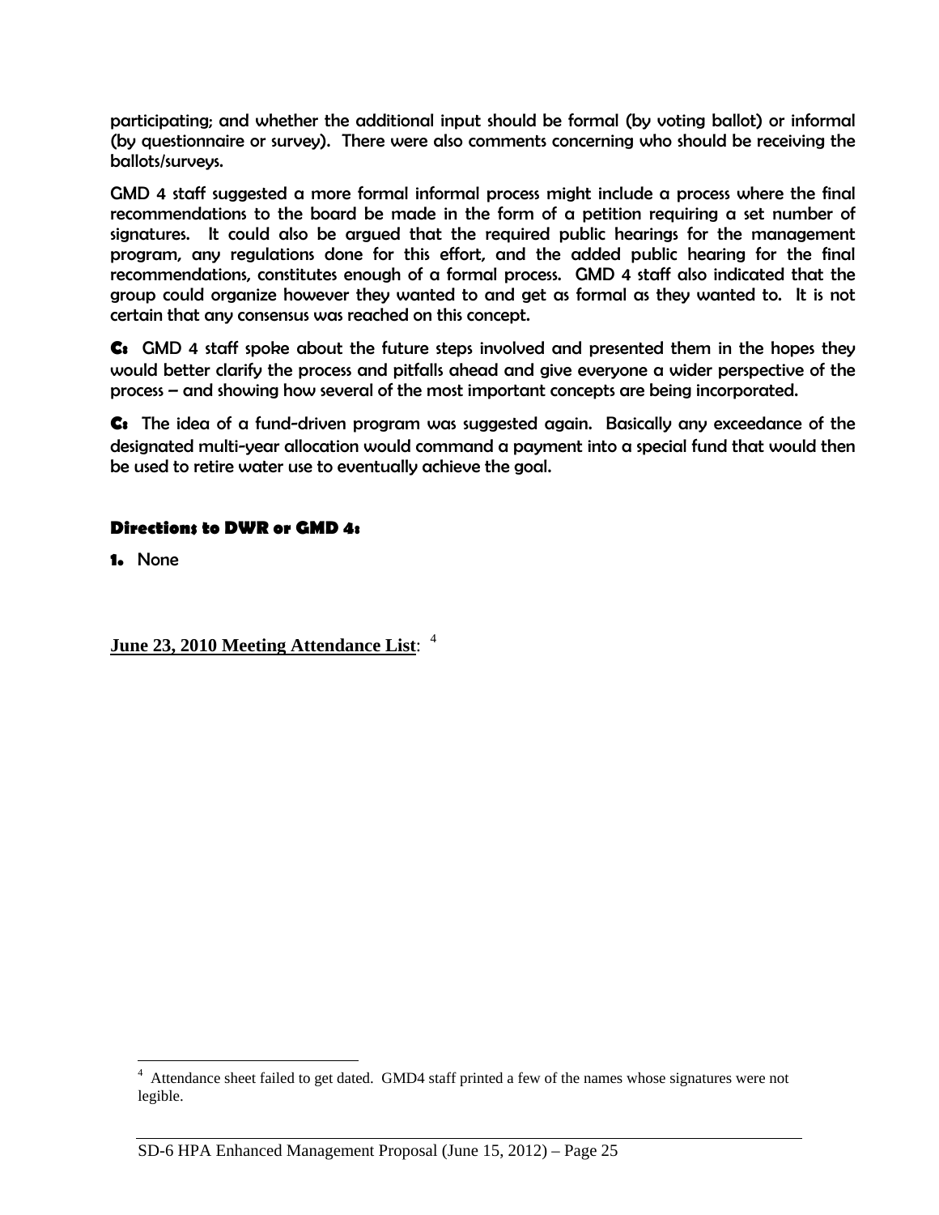participating; and whether the additional input should be formal (by voting ballot) or informal (by questionnaire or survey). There were also comments concerning who should be receiving the ballots/surveys.

GMD 4 staff suggested a more formal informal process might include a process where the final recommendations to the board be made in the form of a petition requiring a set number of signatures. It could also be argued that the required public hearings for the management program, any regulations done for this effort, and the added public hearing for the final recommendations, constitutes enough of a formal process. GMD 4 staff also indicated that the group could organize however they wanted to and get as formal as they wanted to. It is not certain that any consensus was reached on this concept.

**C:** GMD 4 staff spoke about the future steps involved and presented them in the hopes they would better clarify the process and pitfalls ahead and give everyone a wider perspective of the process – and showing how several of the most important concepts are being incorporated.

**C:** The idea of a fund-driven program was suggested again. Basically any exceedance of the designated multi-year allocation would command a payment into a special fund that would then be used to retire water use to eventually achieve the goal.

**Directions to DWR or GMD 4:**

**1.** None

**June 23, 2010 Meeting Attendance List**: [4]

[4] Attendance sheet failed to get dated. GMD4 staff printed a few of the names whose signatures were not legible.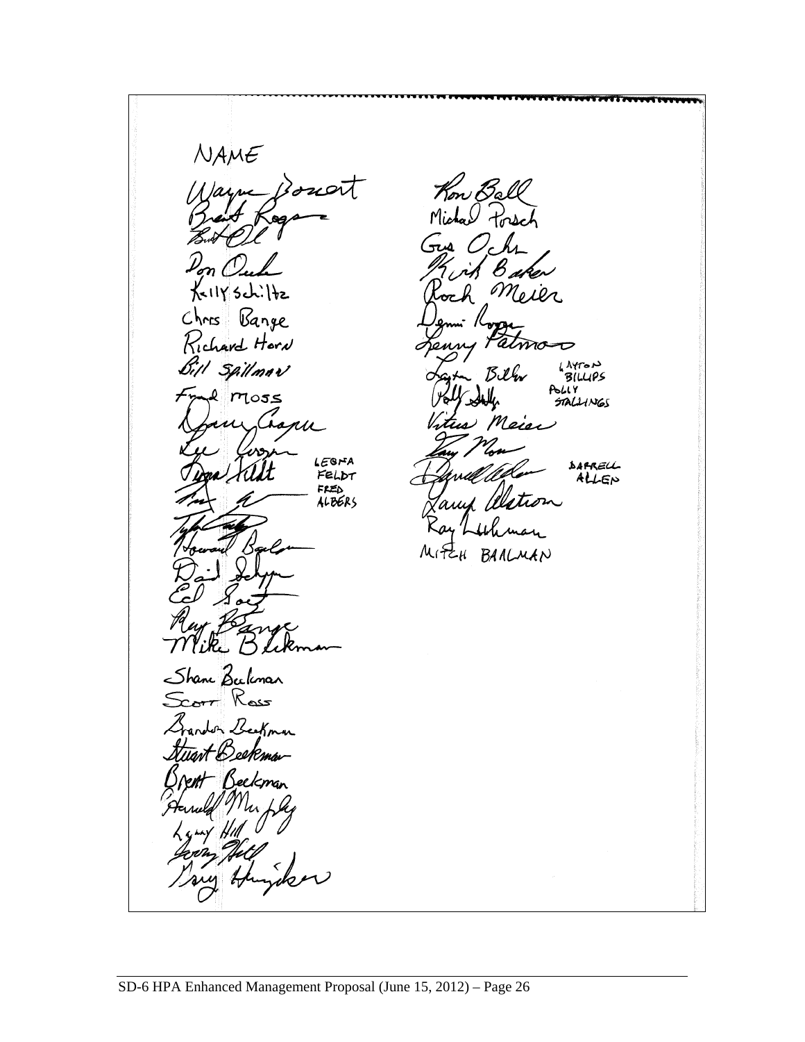NAME

Wayne Bossert
Brent Rogers
Bud Ochs
Don Ochs
Kelly Schiltz
Chris Bange
Richard Horn
Bill Spillman
Fred Moss
Danny Chapin
Lee Cooper
Leona Feldt
Fred Albers
Tyler Sully
Howard Baalman
David Schippe
Ed Sauer
Ray Bange
Mike Beckman
Shane Beckman
Scott Ross
Brandon Beckman
Stuart Beckman
Brent Beckman
Harold Murphy
Lynn Hill
Jerry Hill
Gary Huyser

Ron Ball
Michael Porsch
Gus Ochs
Kirk Baker
Roch Meier
Dennis Rogers
Lenny Patmon
LAYTON BILLIPS
POLLY STALLINGS
Vitus Meier
Gary Moon
DARRELL ALLEN
Darcy Alstrom
Ray Luhman
MITCH BAALMAN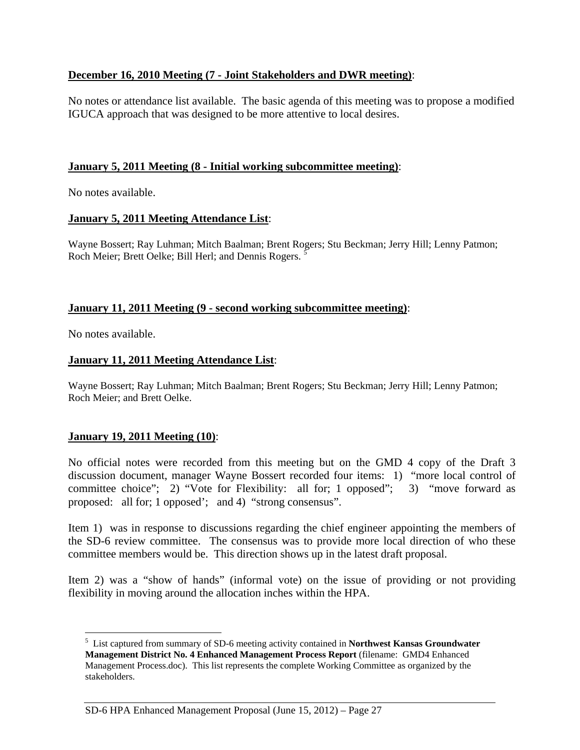**December 16, 2010 Meeting (7 - Joint Stakeholders and DWR meeting)**:

No notes or attendance list available. The basic agenda of this meeting was to propose a modified IGUCA approach that was designed to be more attentive to local desires.

**January 5, 2011 Meeting (8 - Initial working subcommittee meeting)**:

No notes available.

**January 5, 2011 Meeting Attendance List**:

Wayne Bossert; Ray Luhman; Mitch Baalman; Brent Rogers; Stu Beckman; Jerry Hill; Lenny Patmon; Roch Meier; Brett Oelke; Bill Herl; and Dennis Rogers. [5]

**January 11, 2011 Meeting (9 - second working subcommittee meeting)**:

No notes available.

**January 11, 2011 Meeting Attendance List**:

Wayne Bossert; Ray Luhman; Mitch Baalman; Brent Rogers; Stu Beckman; Jerry Hill; Lenny Patmon; Roch Meier; and Brett Oelke.

**January 19, 2011 Meeting (10)**:

No official notes were recorded from this meeting but on the GMD 4 copy of the Draft 3 discussion document, manager Wayne Bossert recorded four items: 1) "more local control of committee choice"; 2) "Vote for Flexibility: all for; 1 opposed"; 3) "move forward as proposed: all for; 1 opposed'; and 4) "strong consensus".

Item 1) was in response to discussions regarding the chief engineer appointing the members of the SD-6 review committee. The consensus was to provide more local direction of who these committee members would be. This direction shows up in the latest draft proposal.

Item 2) was a "show of hands" (informal vote) on the issue of providing or not providing flexibility in moving around the allocation inches within the HPA.

---

[5] List captured from summary of SD-6 meeting activity contained in **Northwest Kansas Groundwater Management District No. 4 Enhanced Management Process Report** (filename: GMD4 Enhanced Management Process.doc). This list represents the complete Working Committee as organized by the stakeholders.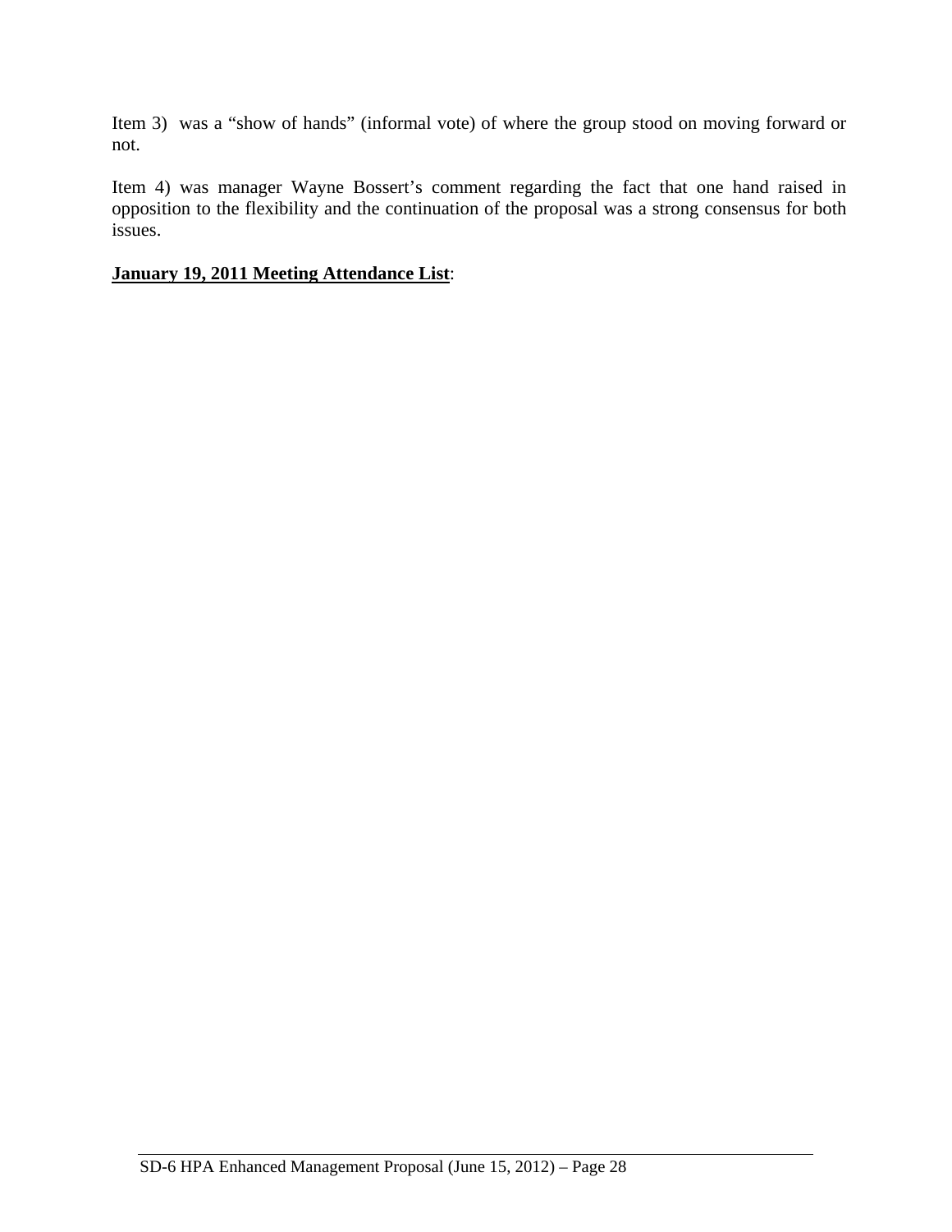Item 3) was a "show of hands" (informal vote) of where the group stood on moving forward or not.

Item 4) was manager Wayne Bossert's comment regarding the fact that one hand raised in opposition to the flexibility and the continuation of the proposal was a strong consensus for both issues.

**January 19, 2011 Meeting Attendance List**: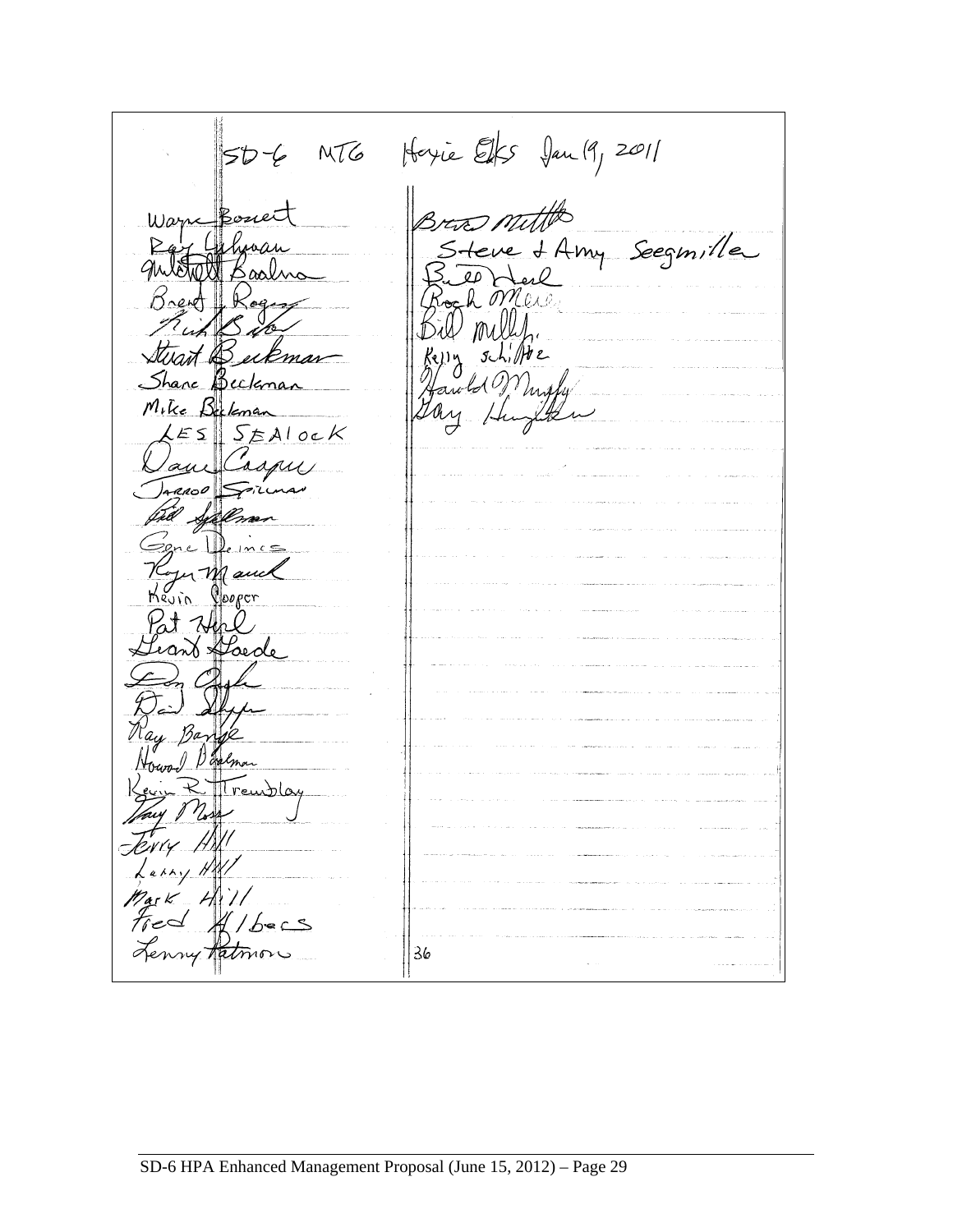SD-6 MTG Hoyie Elks Jan 19, 2011

Wayne Bonet
Ray Luhman
Mitchell Baalman
Brent Rogers
Rick Baker
Stuart Beckman
Shane Beckman
Mike Beckman
LES SEALOCK
Dave Casper
Jarrod Spilman
Bill Spillman
Gene Deines
Roger Mauck
Kevin Cooper
Pat Hull
Grant Goede
Don Cash
David Dieker
Ray Bange
Howard Baalman
Kevin R. Tremblay
Gary Moss
Jerry Hill
Larry Hill
Mark Hill
Fred Albers
Lenny Patmon

Brad Mettle
Steve & Amy Seegmiller
Bill Heil
Rock Mease
Bill Mulley
Kelly Schiltz
Harold Murphy
Gary Hungerker

36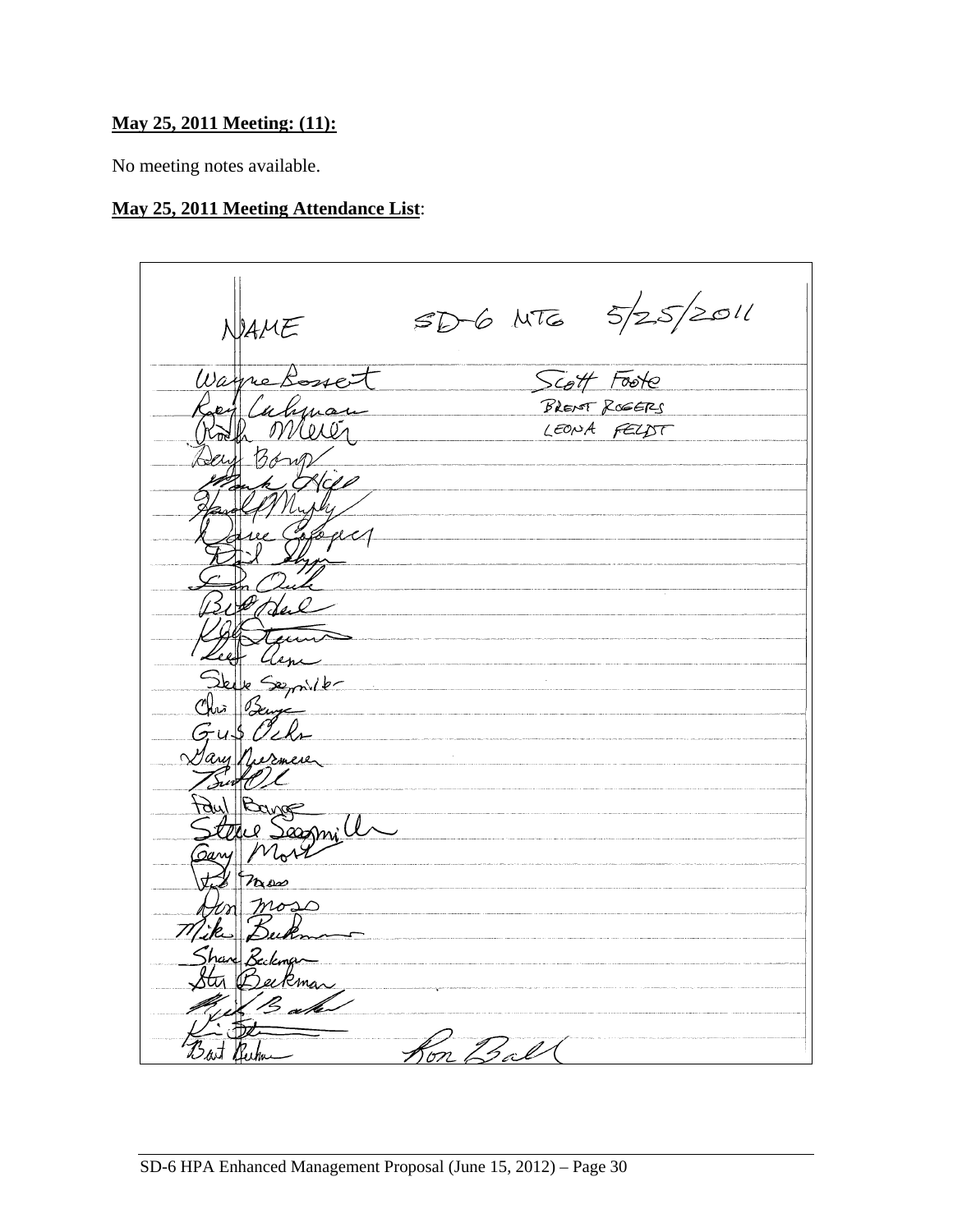**May 25, 2011 Meeting: (11):**

No meeting notes available.

**May 25, 2011 Meeting Attendance List**:

NAME SD-6 MTG 5/25/2011

| | |
|---|---|
| Wayne Bossert | Scott Foote |
| Roy Luhman | BRENT ROGERS |
| Ralph Meier | LEONA FELDT |
| Deny Bong | |
| Mark Hall | |
| Harold Murphy | |
| Dave Copper | |
| Neil Lyon | |
| Don Ouli | |
| Bill Udal | |
| Kyle Stewart | |
| Lee Hern | |
| Steve Sagmiller | |
| Chris Berger | |
| Gus Ochs | |
| Gary Nurmeier | |
| Brad O'L | |
| Paul Bange | |
| Steve Sagmiller | |
| Gary Mort | |
| Ed Moss | |
| Dan Moss | |
| Mike Beckman | |
| Shane Beckman | |
| Stu Beckman | |
| Kirk Baker | |
| K. Ste | |
| Bart Beckman | Ron Ball |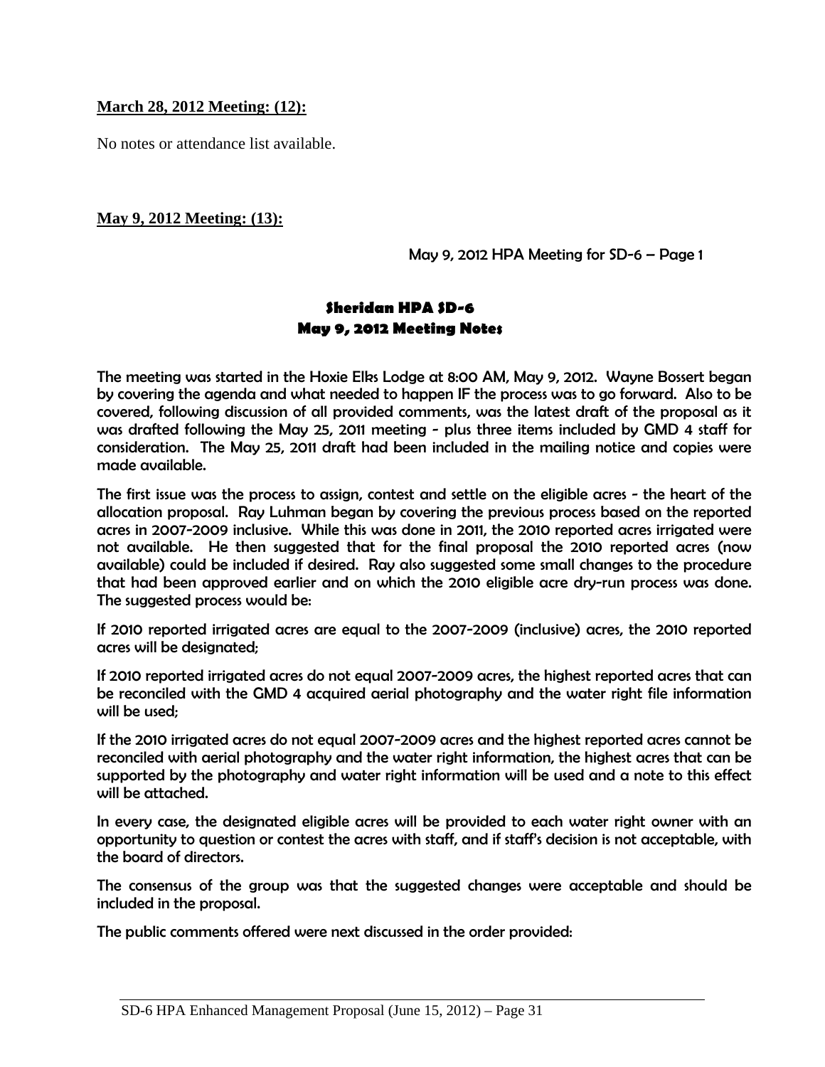**March 28, 2012 Meeting: (12):**

No notes or attendance list available.

**May 9, 2012 Meeting: (13):**

May 9, 2012 HPA Meeting for SD-6 – Page 1

## Sheridan HPA SD-6
## May 9, 2012 Meeting Notes

The meeting was started in the Hoxie Elks Lodge at 8:00 AM, May 9, 2012. Wayne Bossert began by covering the agenda and what needed to happen IF the process was to go forward. Also to be covered, following discussion of all provided comments, was the latest draft of the proposal as it was drafted following the May 25, 2011 meeting - plus three items included by GMD 4 staff for consideration. The May 25, 2011 draft had been included in the mailing notice and copies were made available.

The first issue was the process to assign, contest and settle on the eligible acres - the heart of the allocation proposal. Ray Luhman began by covering the previous process based on the reported acres in 2007-2009 inclusive. While this was done in 2011, the 2010 reported acres irrigated were not available. He then suggested that for the final proposal the 2010 reported acres (now available) could be included if desired. Ray also suggested some small changes to the procedure that had been approved earlier and on which the 2010 eligible acre dry-run process was done. The suggested process would be:

If 2010 reported irrigated acres are equal to the 2007-2009 (inclusive) acres, the 2010 reported acres will be designated;

If 2010 reported irrigated acres do not equal 2007-2009 acres, the highest reported acres that can be reconciled with the GMD 4 acquired aerial photography and the water right file information will be used;

If the 2010 irrigated acres do not equal 2007-2009 acres and the highest reported acres cannot be reconciled with aerial photography and the water right information, the highest acres that can be supported by the photography and water right information will be used and a note to this effect will be attached.

In every case, the designated eligible acres will be provided to each water right owner with an opportunity to question or contest the acres with staff, and if staff's decision is not acceptable, with the board of directors.

The consensus of the group was that the suggested changes were acceptable and should be included in the proposal.

The public comments offered were next discussed in the order provided: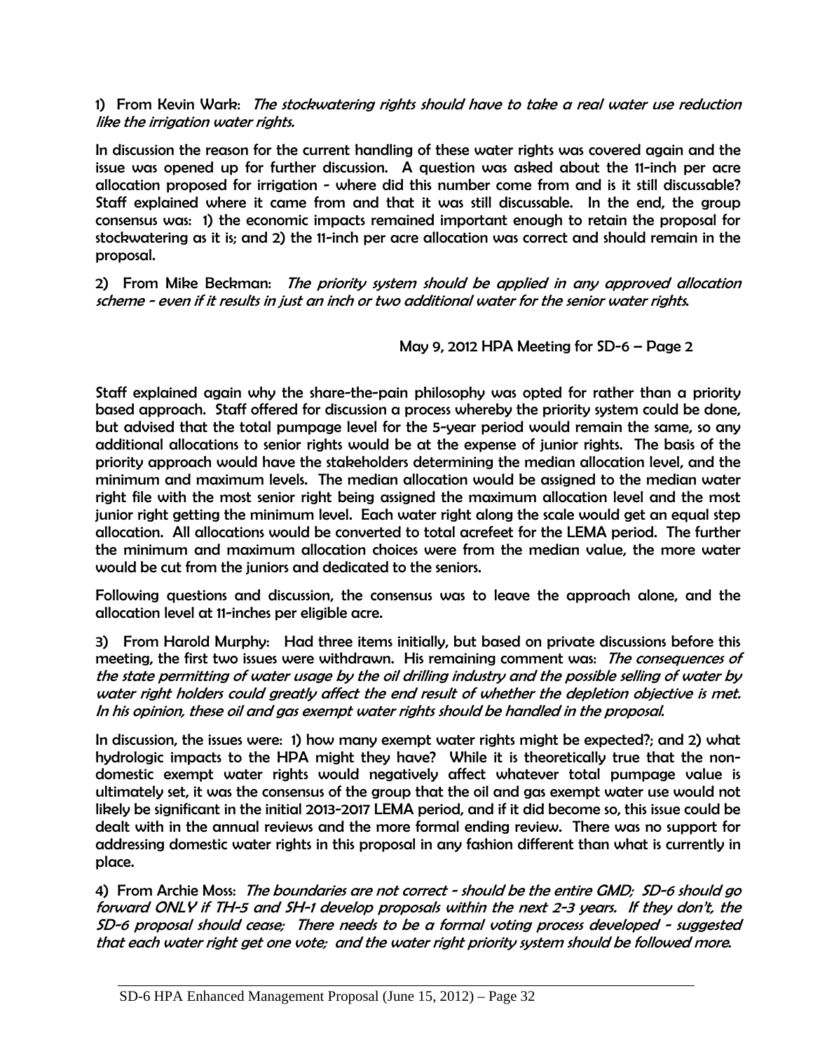1) From Kevin Wark: *The stockwatering rights should have to take a real water use reduction like the irrigation water rights.*

In discussion the reason for the current handling of these water rights was covered again and the issue was opened up for further discussion. A question was asked about the 11-inch per acre allocation proposed for irrigation - where did this number come from and is it still discussable? Staff explained where it came from and that it was still discussable. In the end, the group consensus was: 1) the economic impacts remained important enough to retain the proposal for stockwatering as it is; and 2) the 11-inch per acre allocation was correct and should remain in the proposal.

2) From Mike Beckman: *The priority system should be applied in any approved allocation scheme - even if it results in just an inch or two additional water for the senior water rights.*

May 9, 2012 HPA Meeting for SD-6 – Page 2

Staff explained again why the share-the-pain philosophy was opted for rather than a priority based approach. Staff offered for discussion a process whereby the priority system could be done, but advised that the total pumpage level for the 5-year period would remain the same, so any additional allocations to senior rights would be at the expense of junior rights. The basis of the priority approach would have the stakeholders determining the median allocation level, and the minimum and maximum levels. The median allocation would be assigned to the median water right file with the most senior right being assigned the maximum allocation level and the most junior right getting the minimum level. Each water right along the scale would get an equal step allocation. All allocations would be converted to total acrefeet for the LEMA period. The further the minimum and maximum allocation choices were from the median value, the more water would be cut from the juniors and dedicated to the seniors.

Following questions and discussion, the consensus was to leave the approach alone, and the allocation level at 11-inches per eligible acre.

3) From Harold Murphy: Had three items initially, but based on private discussions before this meeting, the first two issues were withdrawn. His remaining comment was: *The consequences of the state permitting of water usage by the oil drilling industry and the possible selling of water by water right holders could greatly affect the end result of whether the depletion objective is met. In his opinion, these oil and gas exempt water rights should be handled in the proposal.*

In discussion, the issues were: 1) how many exempt water rights might be expected?; and 2) what hydrologic impacts to the HPA might they have? While it is theoretically true that the non-domestic exempt water rights would negatively affect whatever total pumpage value is ultimately set, it was the consensus of the group that the oil and gas exempt water use would not likely be significant in the initial 2013-2017 LEMA period, and if it did become so, this issue could be dealt with in the annual reviews and the more formal ending review. There was no support for addressing domestic water rights in this proposal in any fashion different than what is currently in place.

4) From Archie Moss: *The boundaries are not correct - should be the entire GMD; SD-6 should go forward ONLY if TH-5 and SH-1 develop proposals within the next 2-3 years. If they don't, the SD-6 proposal should cease; There needs to be a formal voting process developed - suggested that each water right get one vote; and the water right priority system should be followed more.*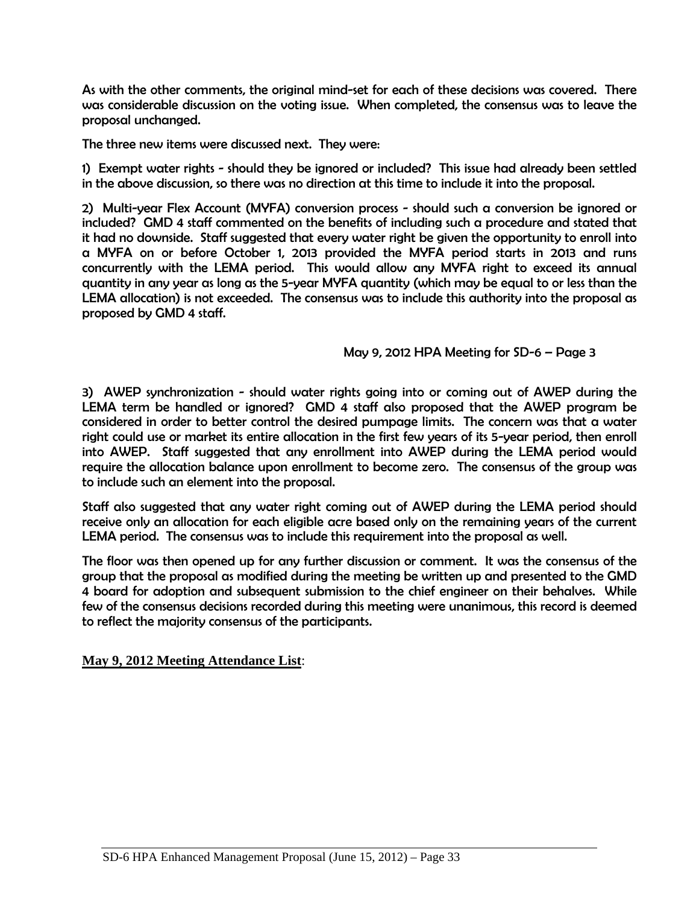As with the other comments, the original mind-set for each of these decisions was covered. There was considerable discussion on the voting issue. When completed, the consensus was to leave the proposal unchanged.

The three new items were discussed next. They were:

1) Exempt water rights - should they be ignored or included? This issue had already been settled in the above discussion, so there was no direction at this time to include it into the proposal.

2) Multi-year Flex Account (MYFA) conversion process - should such a conversion be ignored or included? GMD 4 staff commented on the benefits of including such a procedure and stated that it had no downside. Staff suggested that every water right be given the opportunity to enroll into a MYFA on or before October 1, 2013 provided the MYFA period starts in 2013 and runs concurrently with the LEMA period. This would allow any MYFA right to exceed its annual quantity in any year as long as the 5-year MYFA quantity (which may be equal to or less than the LEMA allocation) is not exceeded. The consensus was to include this authority into the proposal as proposed by GMD 4 staff.

May 9, 2012 HPA Meeting for SD-6 – Page 3

3) AWEP synchronization - should water rights going into or coming out of AWEP during the LEMA term be handled or ignored? GMD 4 staff also proposed that the AWEP program be considered in order to better control the desired pumpage limits. The concern was that a water right could use or market its entire allocation in the first few years of its 5-year period, then enroll into AWEP. Staff suggested that any enrollment into AWEP during the LEMA period would require the allocation balance upon enrollment to become zero. The consensus of the group was to include such an element into the proposal.

Staff also suggested that any water right coming out of AWEP during the LEMA period should receive only an allocation for each eligible acre based only on the remaining years of the current LEMA period. The consensus was to include this requirement into the proposal as well.

The floor was then opened up for any further discussion or comment. It was the consensus of the group that the proposal as modified during the meeting be written up and presented to the GMD 4 board for adoption and subsequent submission to the chief engineer on their behalves. While few of the consensus decisions recorded during this meeting were unanimous, this record is deemed to reflect the majority consensus of the participants.

**May 9, 2012 Meeting Attendance List**: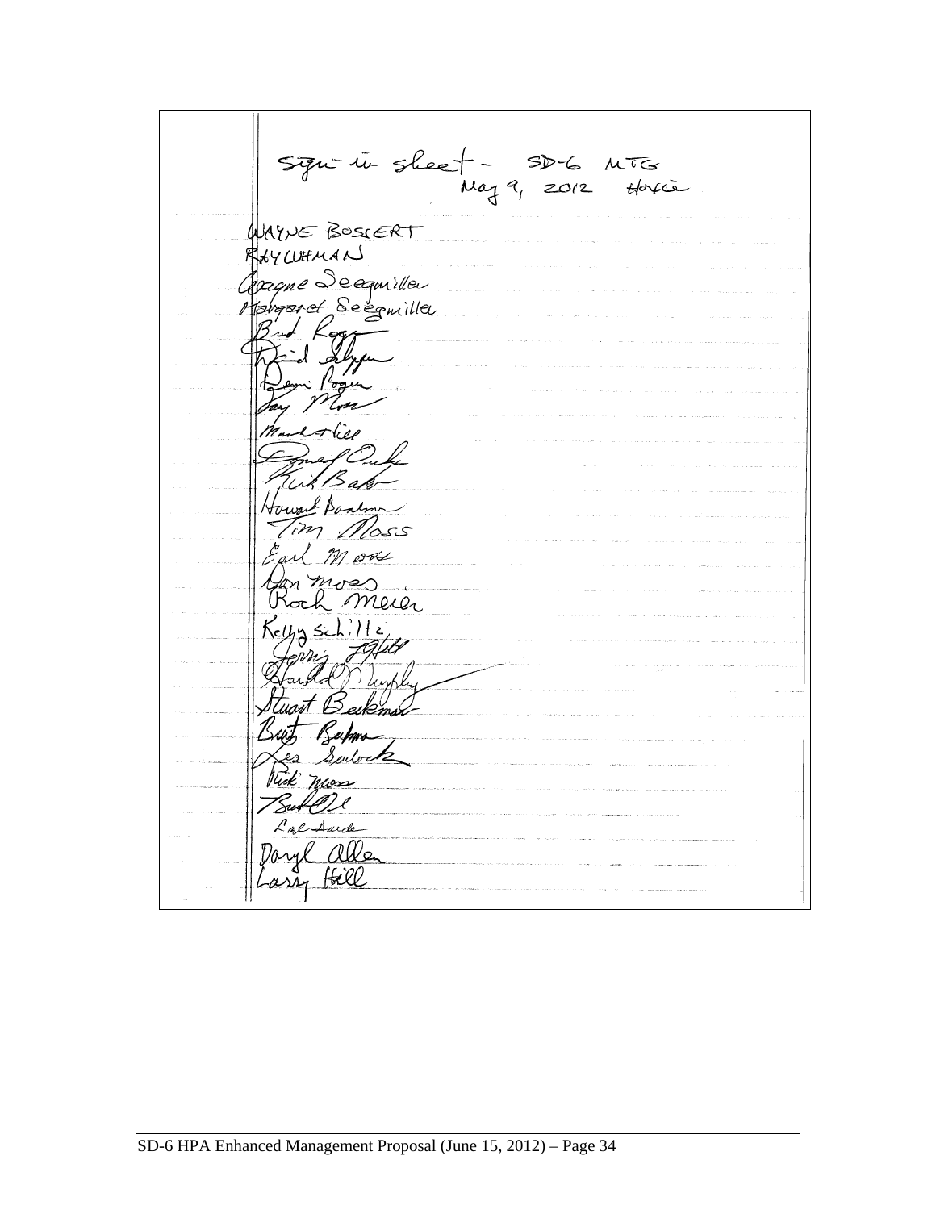Sign-in sheet - SD-6 MTG
May 9, 2012 Hoxie

WAYNE BOSSERT
RAY LUHMAN
Wayne Seegmiller
Margaret Seegmiller
Bud Rogers
David Leyen
Dennis Rogers
Jay Moss
Mark Hill
Donald Cole
Kirk Baker
Howard Bauman
Tim Moss
Earl Moss
Don Moss
Roch Meier
Kelly Schiltz
Jerry Pfeifer
Harold Murphy
Stuart Beckman
Burt Bauman
Les Sulock
Rick Moss
Burt Ole
Cal Aarde
Daryl Allen
Larry Hill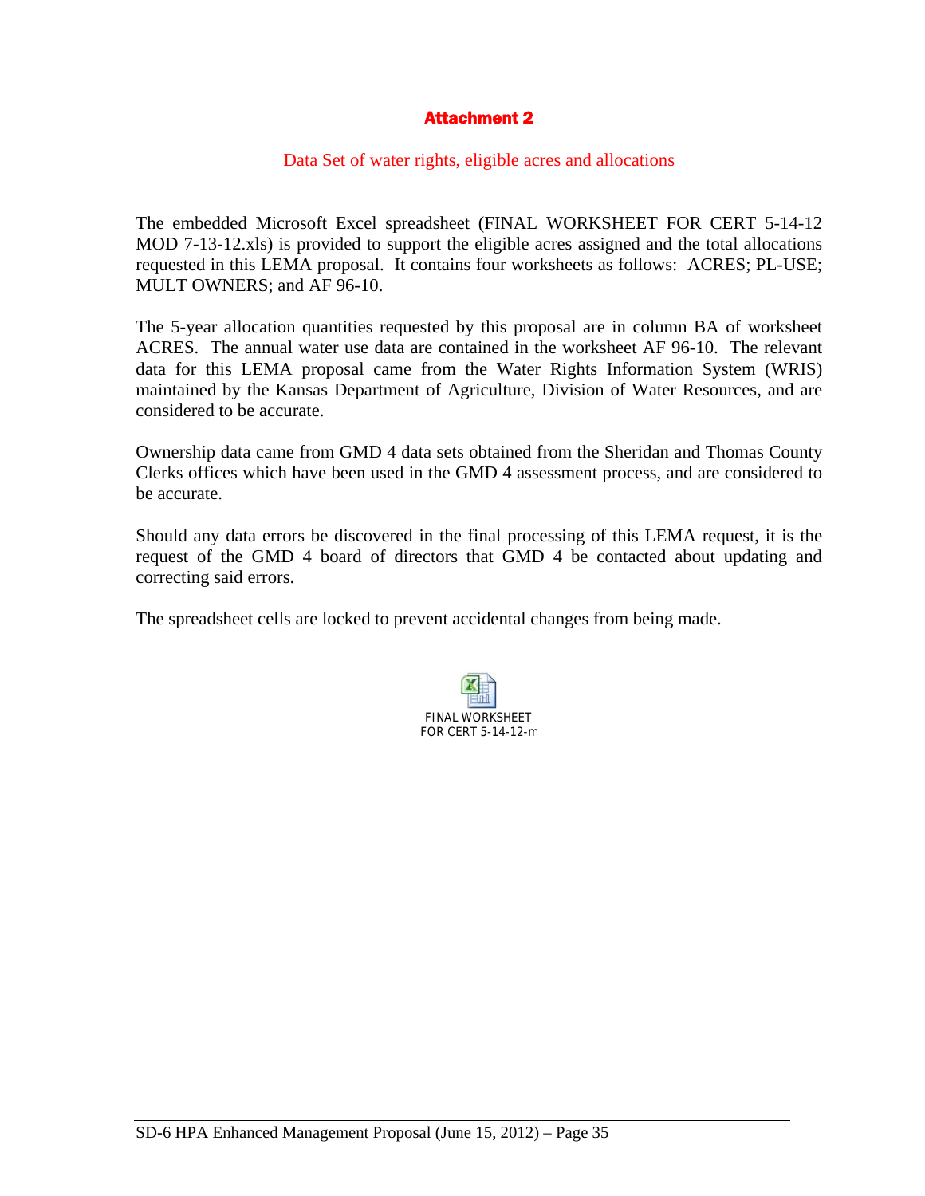# Attachment 2

## Data Set of water rights, eligible acres and allocations

The embedded Microsoft Excel spreadsheet (FINAL WORKSHEET FOR CERT 5-14-12 MOD 7-13-12.xls) is provided to support the eligible acres assigned and the total allocations requested in this LEMA proposal. It contains four worksheets as follows: ACRES; PL-USE; MULT OWNERS; and AF 96-10.

The 5-year allocation quantities requested by this proposal are in column BA of worksheet ACRES. The annual water use data are contained in the worksheet AF 96-10. The relevant data for this LEMA proposal came from the Water Rights Information System (WRIS) maintained by the Kansas Department of Agriculture, Division of Water Resources, and are considered to be accurate.

Ownership data came from GMD 4 data sets obtained from the Sheridan and Thomas County Clerks offices which have been used in the GMD 4 assessment process, and are considered to be accurate.

Should any data errors be discovered in the final processing of this LEMA request, it is the request of the GMD 4 board of directors that GMD 4 be contacted about updating and correcting said errors.

The spreadsheet cells are locked to prevent accidental changes from being made.

FINAL WORKSHEET FOR CERT 5-14-12-m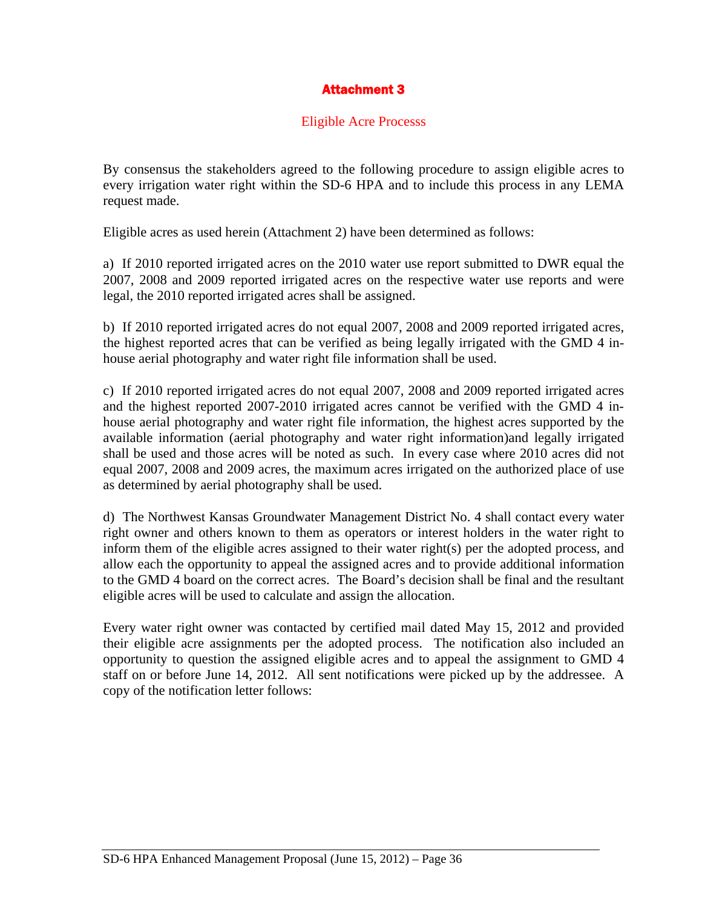# Attachment 3

## Eligible Acre Processs

By consensus the stakeholders agreed to the following procedure to assign eligible acres to every irrigation water right within the SD-6 HPA and to include this process in any LEMA request made.

Eligible acres as used herein (Attachment 2) have been determined as follows:

a) If 2010 reported irrigated acres on the 2010 water use report submitted to DWR equal the 2007, 2008 and 2009 reported irrigated acres on the respective water use reports and were legal, the 2010 reported irrigated acres shall be assigned.

b) If 2010 reported irrigated acres do not equal 2007, 2008 and 2009 reported irrigated acres, the highest reported acres that can be verified as being legally irrigated with the GMD 4 in-house aerial photography and water right file information shall be used.

c) If 2010 reported irrigated acres do not equal 2007, 2008 and 2009 reported irrigated acres and the highest reported 2007-2010 irrigated acres cannot be verified with the GMD 4 in-house aerial photography and water right file information, the highest acres supported by the available information (aerial photography and water right information)and legally irrigated shall be used and those acres will be noted as such. In every case where 2010 acres did not equal 2007, 2008 and 2009 acres, the maximum acres irrigated on the authorized place of use as determined by aerial photography shall be used.

d) The Northwest Kansas Groundwater Management District No. 4 shall contact every water right owner and others known to them as operators or interest holders in the water right to inform them of the eligible acres assigned to their water right(s) per the adopted process, and allow each the opportunity to appeal the assigned acres and to provide additional information to the GMD 4 board on the correct acres. The Board's decision shall be final and the resultant eligible acres will be used to calculate and assign the allocation.

Every water right owner was contacted by certified mail dated May 15, 2012 and provided their eligible acre assignments per the adopted process. The notification also included an opportunity to question the assigned eligible acres and to appeal the assignment to GMD 4 staff on or before June 14, 2012. All sent notifications were picked up by the addressee. A copy of the notification letter follows: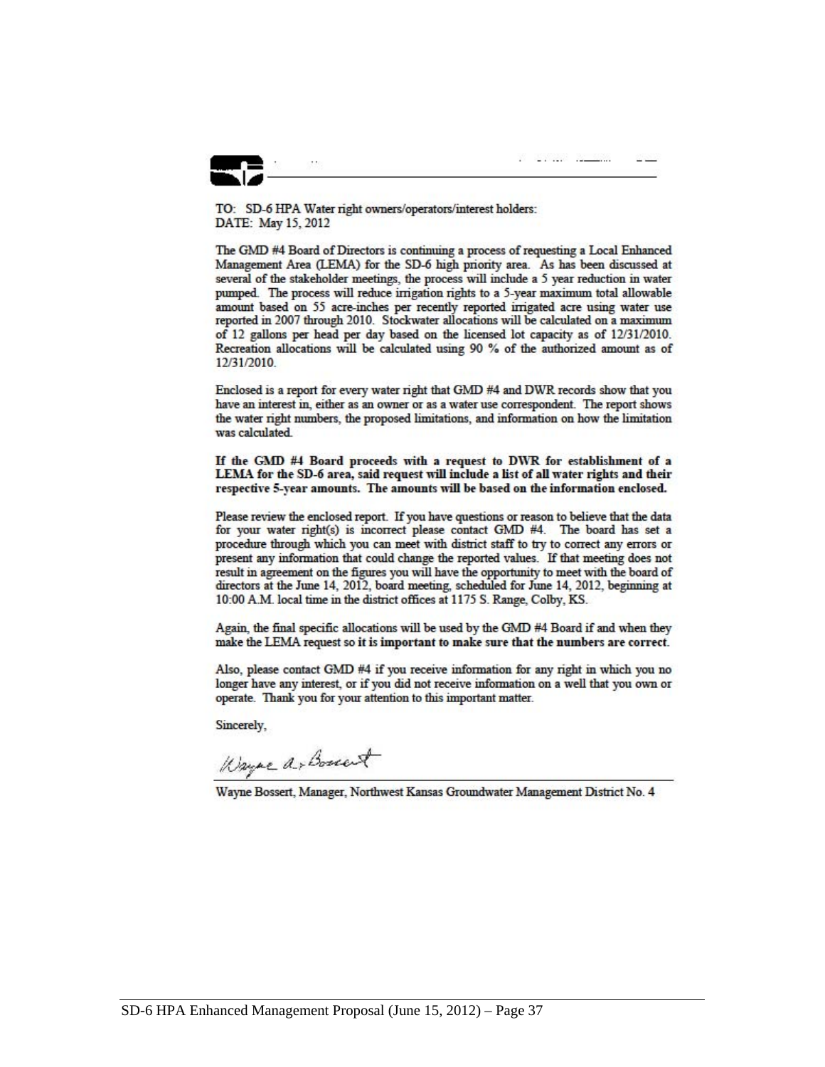TO: SD-6 HPA Water right owners/operators/interest holders:
DATE: May 15, 2012

The GMD #4 Board of Directors is continuing a process of requesting a Local Enhanced Management Area (LEMA) for the SD-6 high priority area. As has been discussed at several of the stakeholder meetings, the process will include a 5 year reduction in water pumped. The process will reduce irrigation rights to a 5-year maximum total allowable amount based on 55 acre-inches per recently reported irrigated acre using water use reported in 2007 through 2010. Stockwater allocations will be calculated on a maximum of 12 gallons per head per day based on the licensed lot capacity as of 12/31/2010. Recreation allocations will be calculated using 90 % of the authorized amount as of 12/31/2010.

Enclosed is a report for every water right that GMD #4 and DWR records show that you have an interest in, either as an owner or as a water use correspondent. The report shows the water right numbers, the proposed limitations, and information on how the limitation was calculated.

**If the GMD #4 Board proceeds with a request to DWR for establishment of a LEMA for the SD-6 area, said request will include a list of all water rights and their respective 5-year amounts. The amounts will be based on the information enclosed.**

Please review the enclosed report. If you have questions or reason to believe that the data for your water right(s) is incorrect please contact GMD #4. The board has set a procedure through which you can meet with district staff to try to correct any errors or present any information that could change the reported values. If that meeting does not result in agreement on the figures you will have the opportunity to meet with the board of directors at the June 14, 2012, board meeting, scheduled for June 14, 2012, beginning at 10:00 A.M. local time in the district offices at 1175 S. Range, Colby, KS.

Again, the final specific allocations will be used by the GMD #4 Board if and when they make the LEMA request so **it is important to make sure that the numbers are correct.**

Also, please contact GMD #4 if you receive information for any right in which you no longer have any interest, or if you did not receive information on a well that you own or operate. Thank you for your attention to this important matter.

Sincerely,

Wayne A. Bossert

Wayne Bossert, Manager, Northwest Kansas Groundwater Management District No. 4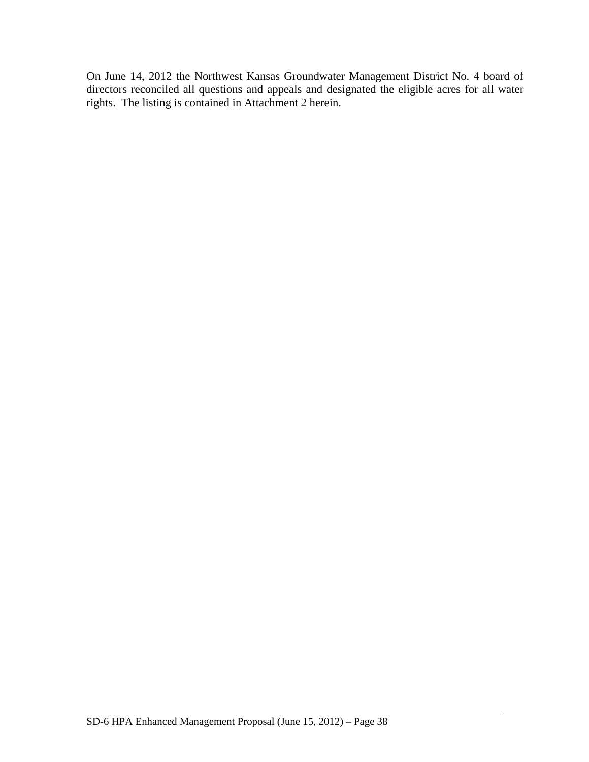On June 14, 2012 the Northwest Kansas Groundwater Management District No. 4 board of directors reconciled all questions and appeals and designated the eligible acres for all water rights. The listing is contained in Attachment 2 herein.